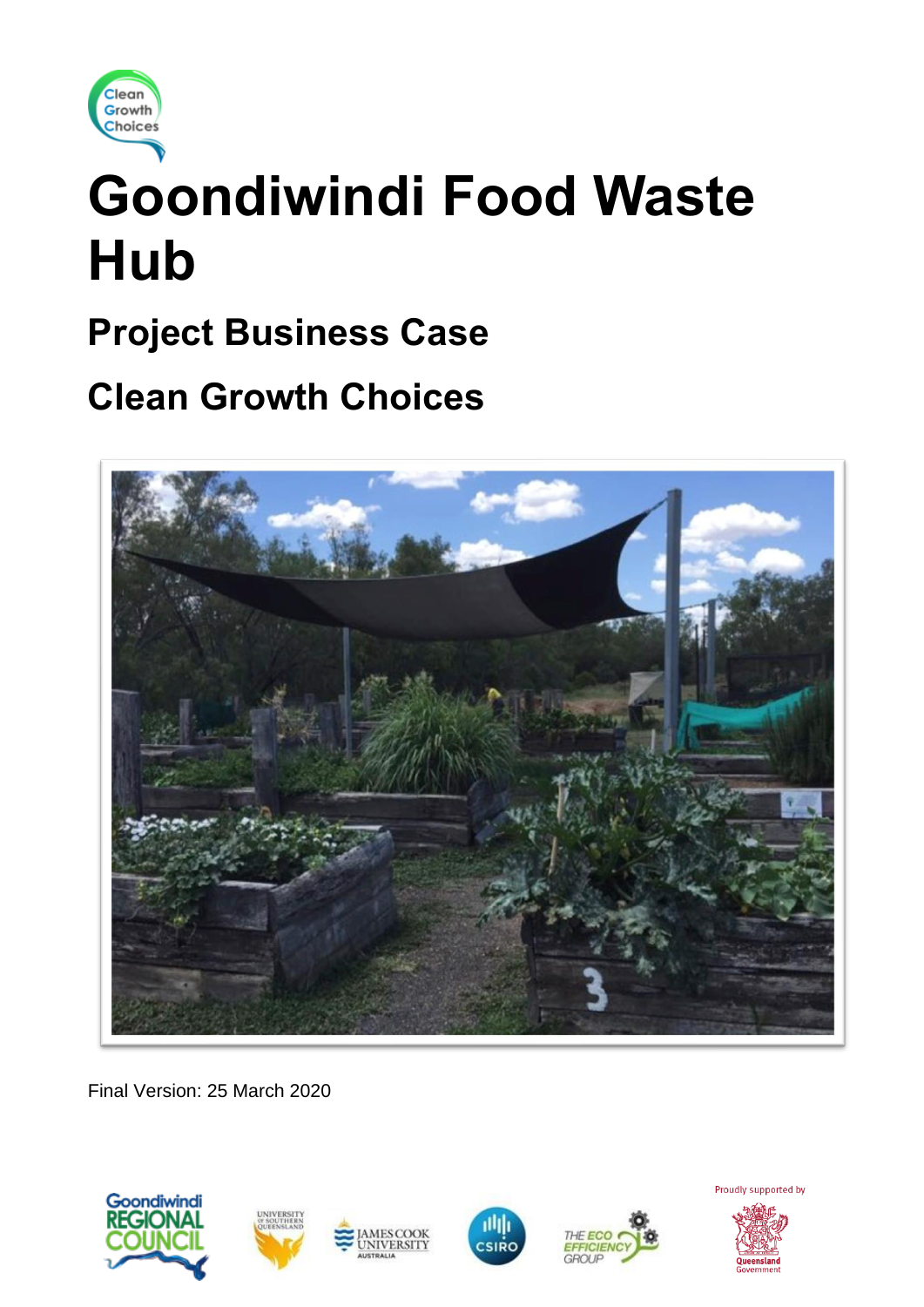# Goondiwindi Food Waste Hub

## Project Business Case

## Clean Growth Choices

Final Version: 25 March 2020

Proudly supported by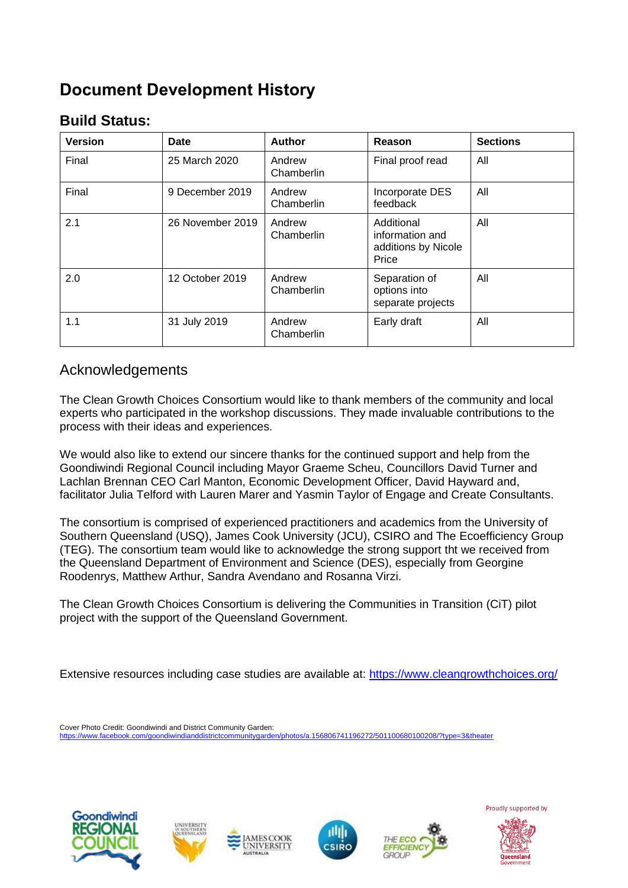# Document Development History

## Build Status:

| Version | Date | Author | Reason | Sections |
|---|---|---|---|---|
| Final | 25 March 2020 | Andrew Chamberlin | Final proof read | All |
| Final | 9 December 2019 | Andrew Chamberlin | Incorporate DES feedback | All |
| 2.1 | 26 November 2019 | Andrew Chamberlin | Additional information and additions by Nicole Price | All |
| 2.0 | 12 October 2019 | Andrew Chamberlin | Separation of options into separate projects | All |
| 1.1 | 31 July 2019 | Andrew Chamberlin | Early draft | All |

## Acknowledgements

The Clean Growth Choices Consortium would like to thank members of the community and local experts who participated in the workshop discussions. They made invaluable contributions to the process with their ideas and experiences.

We would also like to extend our sincere thanks for the continued support and help from the Goondiwindi Regional Council including Mayor Graeme Scheu, Councillors David Turner and Lachlan Brennan CEO Carl Manton, Economic Development Officer, David Hayward and, facilitator Julia Telford with Lauren Marer and Yasmin Taylor of Engage and Create Consultants.

The consortium is comprised of experienced practitioners and academics from the University of Southern Queensland (USQ), James Cook University (JCU), CSIRO and The Ecoefficiency Group (TEG). The consortium team would like to acknowledge the strong support tht we received from the Queensland Department of Environment and Science (DES), especially from Georgine Roodenrys, Matthew Arthur, Sandra Avendano and Rosanna Virzi.

The Clean Growth Choices Consortium is delivering the Communities in Transition (CiT) pilot project with the support of the Queensland Government.

Extensive resources including case studies are available at: https://www.cleangrowthchoices.org/

Cover Photo Credit: Goondiwindi and District Community Garden: https://www.facebook.com/goondiwindianddistrictcommunitygarden/photos/a.156806741196272/501100680100208/?type=3&theater

Proudly supported by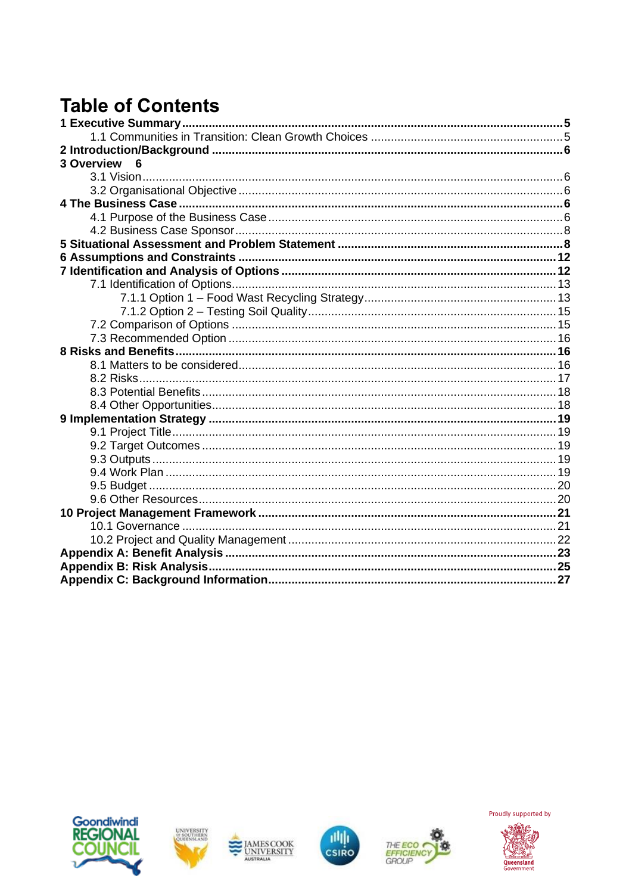# Table of Contents

**1 Executive Summary** ..... 5
- 1.1 Communities in Transition: Clean Growth Choices ..... 5

**2 Introduction/Background** ..... 6

**3 Overview** 6
- 3.1 Vision ..... 6
- 3.2 Organisational Objective ..... 6

**4 The Business Case** ..... 6
- 4.1 Purpose of the Business Case ..... 6
- 4.2 Business Case Sponsor ..... 8

**5 Situational Assessment and Problem Statement** ..... 8

**6 Assumptions and Constraints** ..... 12

**7 Identification and Analysis of Options** ..... 12
- 7.1 Identification of Options ..... 13
  - 7.1.1 Option 1 – Food Wast Recycling Strategy ..... 13
  - 7.1.2 Option 2 – Testing Soil Quality ..... 15
- 7.2 Comparison of Options ..... 15
- 7.3 Recommended Option ..... 16

**8 Risks and Benefits** ..... 16
- 8.1 Matters to be considered ..... 16
- 8.2 Risks ..... 17
- 8.3 Potential Benefits ..... 18
- 8.4 Other Opportunities ..... 18

**9 Implementation Strategy** ..... 19
- 9.1 Project Title ..... 19
- 9.2 Target Outcomes ..... 19
- 9.3 Outputs ..... 19
- 9.4 Work Plan ..... 19
- 9.5 Budget ..... 20
- 9.6 Other Resources ..... 20

**10 Project Management Framework** ..... 21
- 10.1 Governance ..... 21
- 10.2 Project and Quality Management ..... 22

**Appendix A: Benefit Analysis** ..... 23

**Appendix B: Risk Analysis** ..... 25

**Appendix C: Background Information** ..... 27

Proudly supported by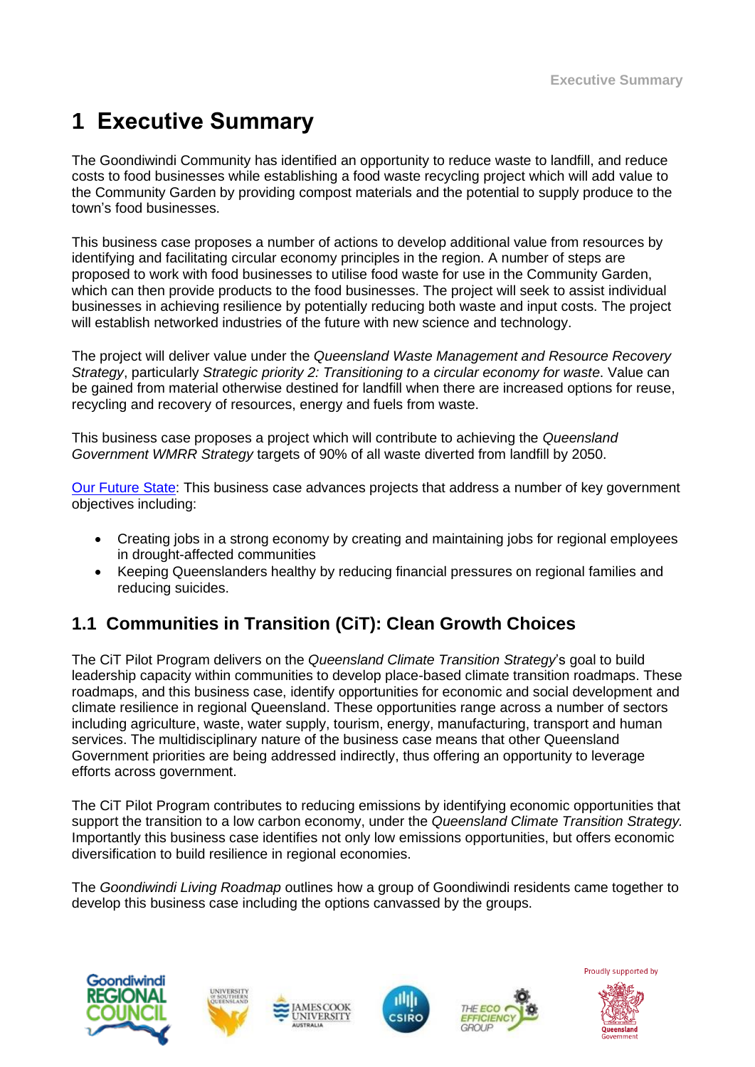# 1 Executive Summary

The Goondiwindi Community has identified an opportunity to reduce waste to landfill, and reduce costs to food businesses while establishing a food waste recycling project which will add value to the Community Garden by providing compost materials and the potential to supply produce to the town's food businesses.

This business case proposes a number of actions to develop additional value from resources by identifying and facilitating circular economy principles in the region. A number of steps are proposed to work with food businesses to utilise food waste for use in the Community Garden, which can then provide products to the food businesses. The project will seek to assist individual businesses in achieving resilience by potentially reducing both waste and input costs. The project will establish networked industries of the future with new science and technology.

The project will deliver value under the *Queensland Waste Management and Resource Recovery Strategy*, particularly *Strategic priority 2: Transitioning to a circular economy for waste*. Value can be gained from material otherwise destined for landfill when there are increased options for reuse, recycling and recovery of resources, energy and fuels from waste.

This business case proposes a project which will contribute to achieving the *Queensland Government WMRR Strategy* targets of 90% of all waste diverted from landfill by 2050.

Our Future State: This business case advances projects that address a number of key government objectives including:

- Creating jobs in a strong economy by creating and maintaining jobs for regional employees in drought-affected communities
- Keeping Queenslanders healthy by reducing financial pressures on regional families and reducing suicides.

## 1.1 Communities in Transition (CiT): Clean Growth Choices

The CiT Pilot Program delivers on the *Queensland Climate Transition Strategy*'s goal to build leadership capacity within communities to develop place-based climate transition roadmaps. These roadmaps, and this business case, identify opportunities for economic and social development and climate resilience in regional Queensland. These opportunities range across a number of sectors including agriculture, waste, water supply, tourism, energy, manufacturing, transport and human services. The multidisciplinary nature of the business case means that other Queensland Government priorities are being addressed indirectly, thus offering an opportunity to leverage efforts across government.

The CiT Pilot Program contributes to reducing emissions by identifying economic opportunities that support the transition to a low carbon economy, under the *Queensland Climate Transition Strategy.* Importantly this business case identifies not only low emissions opportunities, but offers economic diversification to build resilience in regional economies.

The *Goondiwindi Living Roadmap* outlines how a group of Goondiwindi residents came together to develop this business case including the options canvassed by the groups.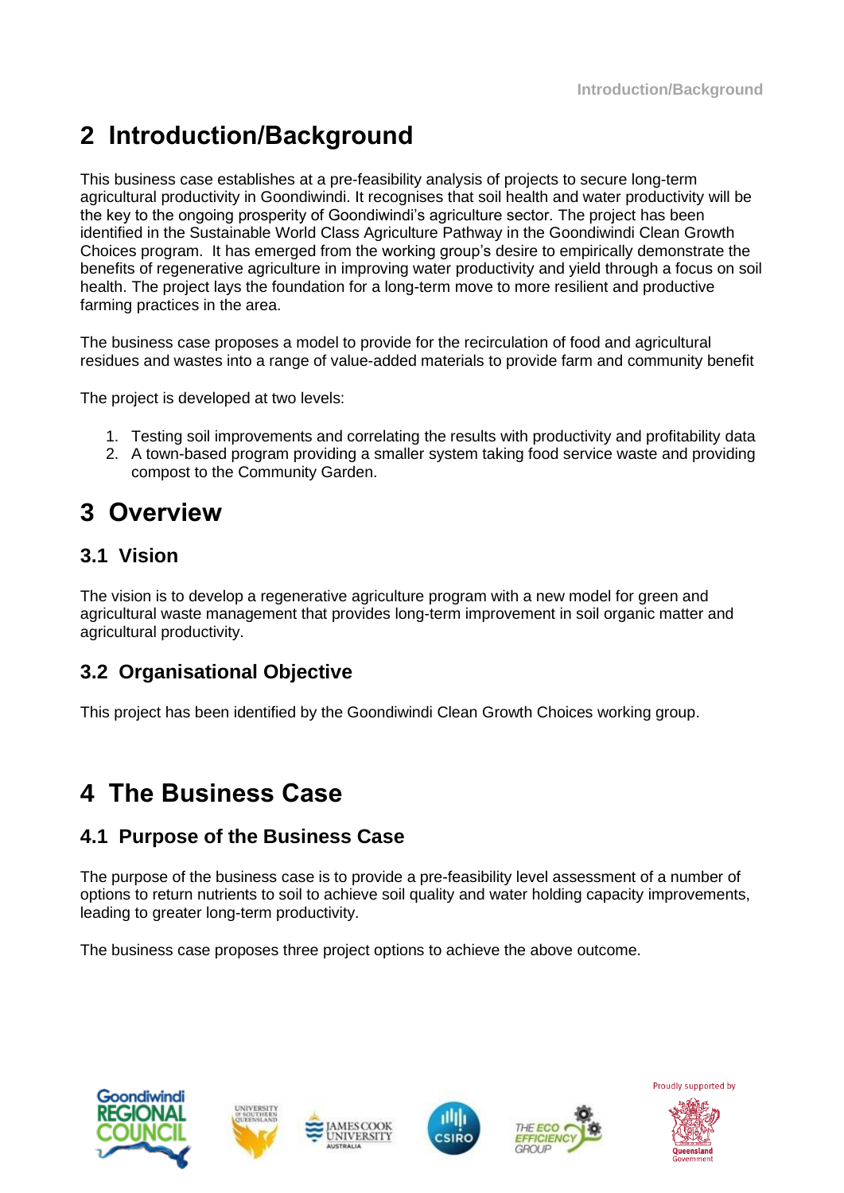# 2 Introduction/Background

This business case establishes at a pre-feasibility analysis of projects to secure long-term agricultural productivity in Goondiwindi. It recognises that soil health and water productivity will be the key to the ongoing prosperity of Goondiwindi's agriculture sector. The project has been identified in the Sustainable World Class Agriculture Pathway in the Goondiwindi Clean Growth Choices program. It has emerged from the working group's desire to empirically demonstrate the benefits of regenerative agriculture in improving water productivity and yield through a focus on soil health. The project lays the foundation for a long-term move to more resilient and productive farming practices in the area.

The business case proposes a model to provide for the recirculation of food and agricultural residues and wastes into a range of value-added materials to provide farm and community benefit

The project is developed at two levels:

1. Testing soil improvements and correlating the results with productivity and profitability data
2. A town-based program providing a smaller system taking food service waste and providing compost to the Community Garden.

# 3 Overview

## 3.1 Vision

The vision is to develop a regenerative agriculture program with a new model for green and agricultural waste management that provides long-term improvement in soil organic matter and agricultural productivity.

## 3.2 Organisational Objective

This project has been identified by the Goondiwindi Clean Growth Choices working group.

# 4 The Business Case

## 4.1 Purpose of the Business Case

The purpose of the business case is to provide a pre-feasibility level assessment of a number of options to return nutrients to soil to achieve soil quality and water holding capacity improvements, leading to greater long-term productivity.

The business case proposes three project options to achieve the above outcome.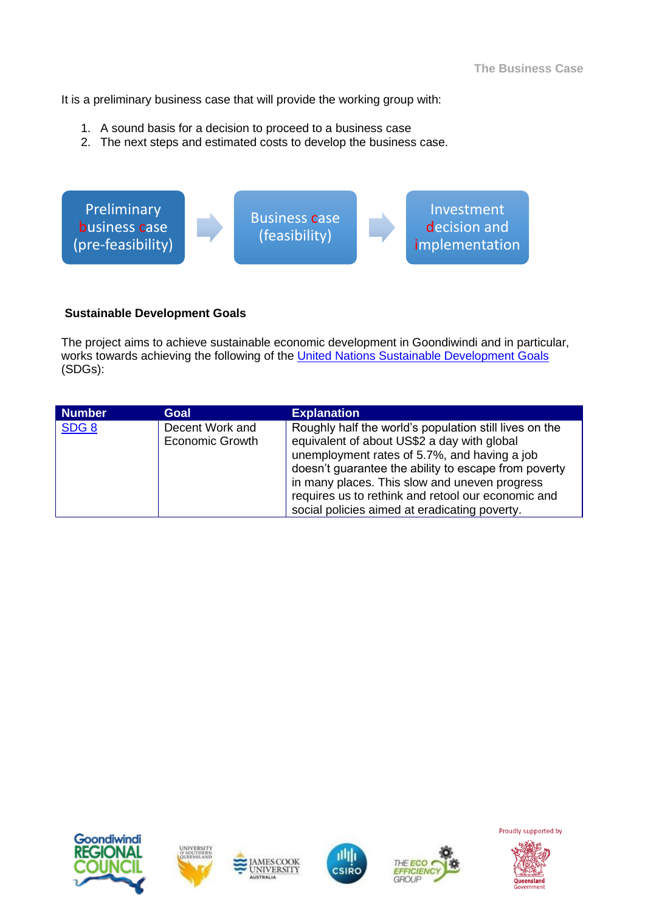It is a preliminary business case that will provide the working group with:

1. A sound basis for a decision to proceed to a business case
2. The next steps and estimated costs to develop the business case.

Preliminary business case (pre-feasibility) → Business case (feasibility) → Investment decision and implementation

### Sustainable Development Goals

The project aims to achieve sustainable economic development in Goondiwindi and in particular, works towards achieving the following of the [United Nations Sustainable Development Goals](#) (SDGs):

| Number | Goal | Explanation |
| --- | --- | --- |
| [SDG 8](#) | Decent Work and Economic Growth | Roughly half the world's population still lives on the equivalent of about US$2 a day with global unemployment rates of 5.7%, and having a job doesn't guarantee the ability to escape from poverty in many places. This slow and uneven progress requires us to rethink and retool our economic and social policies aimed at eradicating poverty. |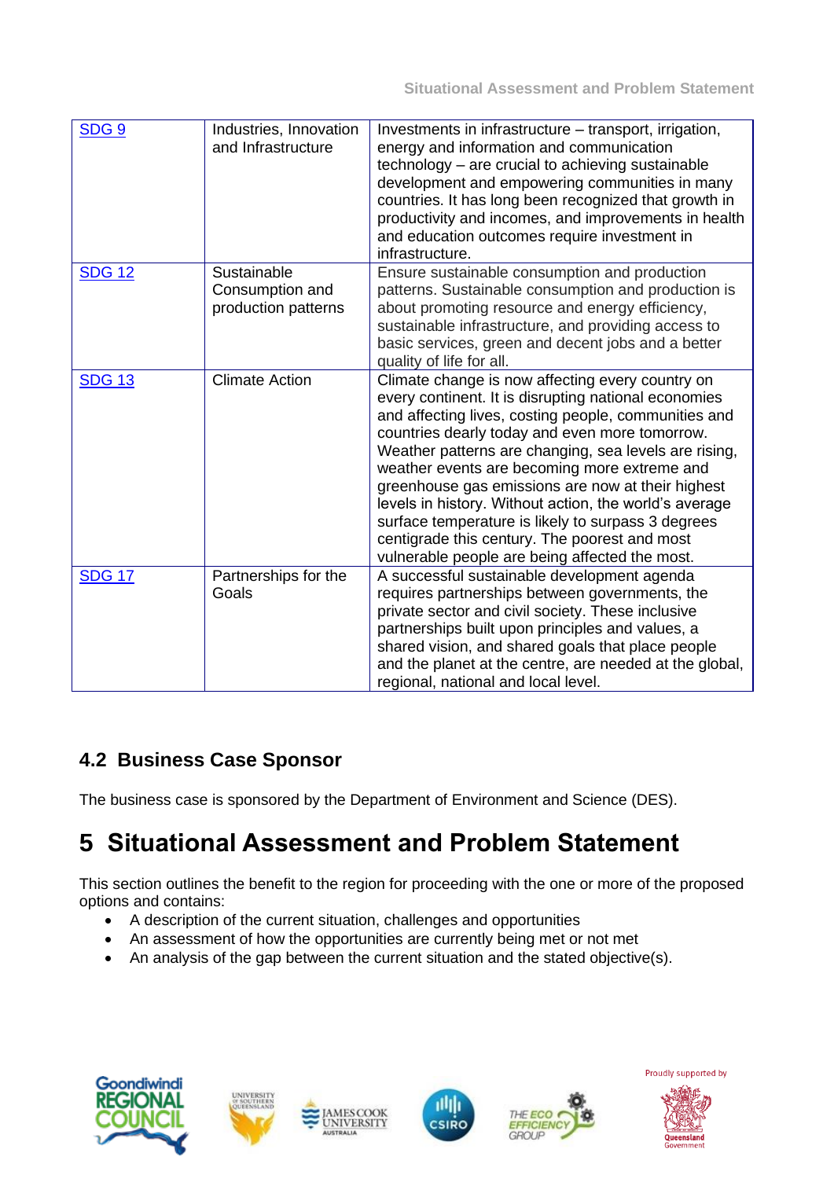| [SDG 9](#) | Industries, Innovation and Infrastructure | Investments in infrastructure – transport, irrigation, energy and information and communication technology – are crucial to achieving sustainable development and empowering communities in many countries. It has long been recognized that growth in productivity and incomes, and improvements in health and education outcomes require investment in infrastructure. |
|---|---|---|
| [SDG 12](#) | Sustainable Consumption and production patterns | Ensure sustainable consumption and production patterns. Sustainable consumption and production is about promoting resource and energy efficiency, sustainable infrastructure, and providing access to basic services, green and decent jobs and a better quality of life for all. |
| [SDG 13](#) | Climate Action | Climate change is now affecting every country on every continent. It is disrupting national economies and affecting lives, costing people, communities and countries dearly today and even more tomorrow. Weather patterns are changing, sea levels are rising, weather events are becoming more extreme and greenhouse gas emissions are now at their highest levels in history. Without action, the world's average surface temperature is likely to surpass 3 degrees centigrade this century. The poorest and most vulnerable people are being affected the most. |
| [SDG 17](#) | Partnerships for the Goals | A successful sustainable development agenda requires partnerships between governments, the private sector and civil society. These inclusive partnerships built upon principles and values, a shared vision, and shared goals that place people and the planet at the centre, are needed at the global, regional, national and local level. |

### 4.2 Business Case Sponsor

The business case is sponsored by the Department of Environment and Science (DES).

# 5 Situational Assessment and Problem Statement

This section outlines the benefit to the region for proceeding with the one or more of the proposed options and contains:

- A description of the current situation, challenges and opportunities
- An assessment of how the opportunities are currently being met or not met
- An analysis of the gap between the current situation and the stated objective(s).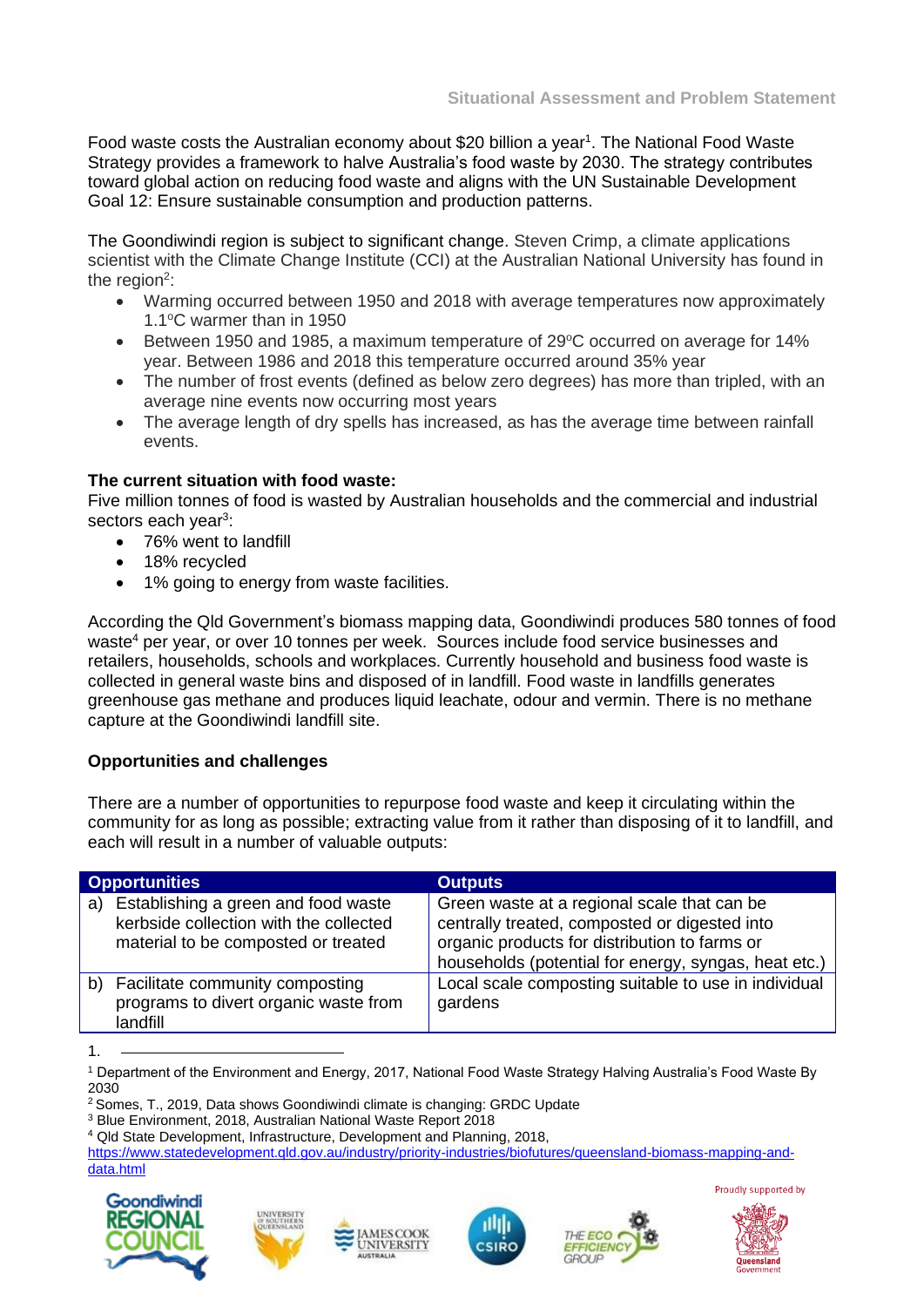Food waste costs the Australian economy about $20 billion a year[1]. The National Food Waste Strategy provides a framework to halve Australia's food waste by 2030. The strategy contributes toward global action on reducing food waste and aligns with the UN Sustainable Development Goal 12: Ensure sustainable consumption and production patterns.

The Goondiwindi region is subject to significant change. Steven Crimp, a climate applications scientist with the Climate Change Institute (CCI) at the Australian National University has found in the region[2]:

- Warming occurred between 1950 and 2018 with average temperatures now approximately 1.1°C warmer than in 1950
- Between 1950 and 1985, a maximum temperature of 29°C occurred on average for 14% year. Between 1986 and 2018 this temperature occurred around 35% year
- The number of frost events (defined as below zero degrees) has more than tripled, with an average nine events now occurring most years
- The average length of dry spells has increased, as has the average time between rainfall events.

**The current situation with food waste:**

Five million tonnes of food is wasted by Australian households and the commercial and industrial sectors each year[3]:

- 76% went to landfill
- 18% recycled
- 1% going to energy from waste facilities.

According the Qld Government's biomass mapping data, Goondiwindi produces 580 tonnes of food waste[4] per year, or over 10 tonnes per week. Sources include food service businesses and retailers, households, schools and workplaces. Currently household and business food waste is collected in general waste bins and disposed of in landfill. Food waste in landfills generates greenhouse gas methane and produces liquid leachate, odour and vermin. There is no methane capture at the Goondiwindi landfill site.

**Opportunities and challenges**

There are a number of opportunities to repurpose food waste and keep it circulating within the community for as long as possible; extracting value from it rather than disposing of it to landfill, and each will result in a number of valuable outputs:

| Opportunities | Outputs |
|---|---|
| a) Establishing a green and food waste kerbside collection with the collected material to be composted or treated | Green waste at a regional scale that can be centrally treated, composted or digested into organic products for distribution to farms or households (potential for energy, syngas, heat etc.) |
| b) Facilitate community composting programs to divert organic waste from landfill | Local scale composting suitable to use in individual gardens |

1.

[1] Department of the Environment and Energy, 2017, National Food Waste Strategy Halving Australia's Food Waste By 2030

[2] Somes, T., 2019, Data shows Goondiwindi climate is changing: GRDC Update

[3] Blue Environment, 2018, Australian National Waste Report 2018

[4] Qld State Development, Infrastructure, Development and Planning, 2018, https://www.statedevelopment.qld.gov.au/industry/priority-industries/biofutures/queensland-biomass-mapping-and-data.html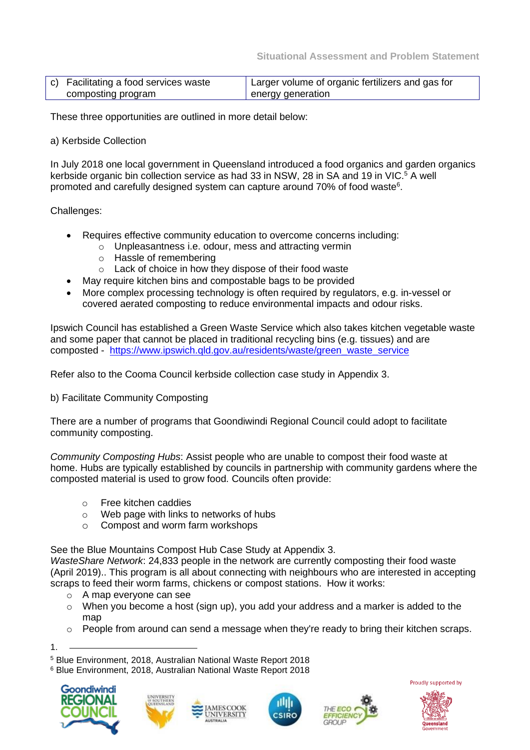| c) Facilitating a food services waste composting program | Larger volume of organic fertilizers and gas for energy generation |
|---|---|

These three opportunities are outlined in more detail below:

a) Kerbside Collection

In July 2018 one local government in Queensland introduced a food organics and garden organics kerbside organic bin collection service as had 33 in NSW, 28 in SA and 19 in VIC.[5] A well promoted and carefully designed system can capture around 70% of food waste[6].

Challenges:

- Requires effective community education to overcome concerns including:
  - Unpleasantness i.e. odour, mess and attracting vermin
  - Hassle of remembering
  - Lack of choice in how they dispose of their food waste
- May require kitchen bins and compostable bags to be provided
- More complex processing technology is often required by regulators, e.g. in-vessel or covered aerated composting to reduce environmental impacts and odour risks.

Ipswich Council has established a Green Waste Service which also takes kitchen vegetable waste and some paper that cannot be placed in traditional recycling bins (e.g. tissues) and are composted - https://www.ipswich.qld.gov.au/residents/waste/green_waste_service

Refer also to the Cooma Council kerbside collection case study in Appendix 3.

b) Facilitate Community Composting

There are a number of programs that Goondiwindi Regional Council could adopt to facilitate community composting.

*Community Composting Hubs*: Assist people who are unable to compost their food waste at home. Hubs are typically established by councils in partnership with community gardens where the composted material is used to grow food. Councils often provide:

- Free kitchen caddies
- Web page with links to networks of hubs
- Compost and worm farm workshops

See the Blue Mountains Compost Hub Case Study at Appendix 3.

*WasteShare Network*: 24,833 people in the network are currently composting their food waste (April 2019).. This program is all about connecting with neighbours who are interested in accepting scraps to feed their worm farms, chickens or compost stations. How it works:

- A map everyone can see
- When you become a host (sign up), you add your address and a marker is added to the map
- People from around can send a message when they're ready to bring their kitchen scraps.

1.

[5] Blue Environment, 2018, Australian National Waste Report 2018

[6] Blue Environment, 2018, Australian National Waste Report 2018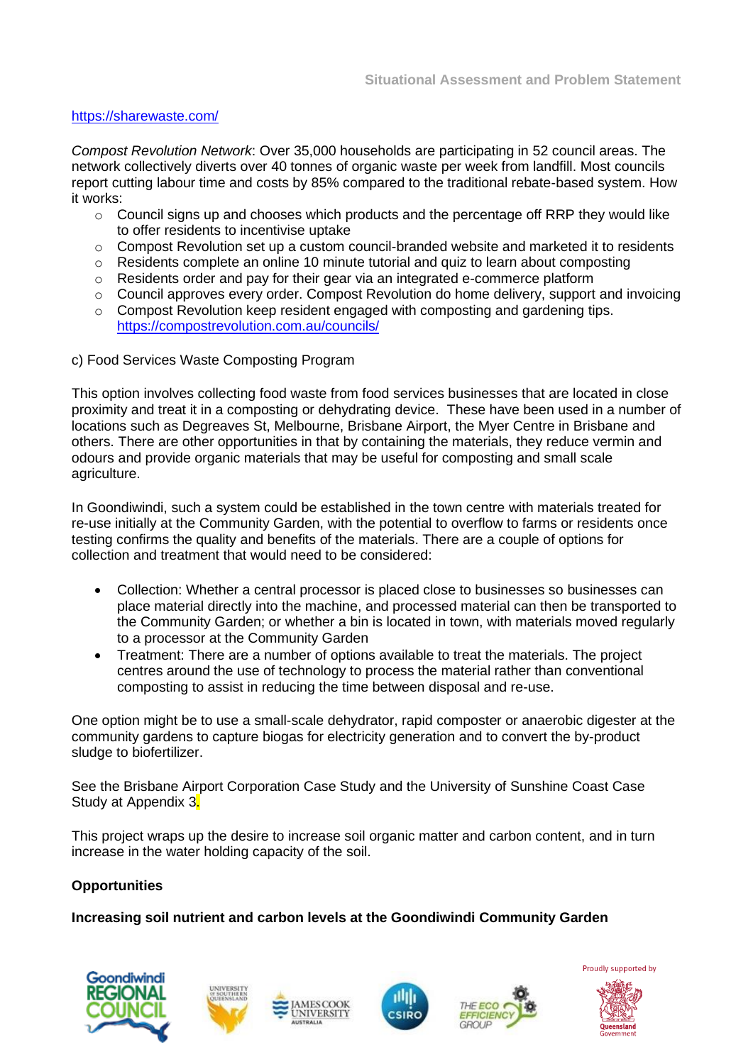https://sharewaste.com/

*Compost Revolution Network*: Over 35,000 households are participating in 52 council areas. The network collectively diverts over 40 tonnes of organic waste per week from landfill. Most councils report cutting labour time and costs by 85% compared to the traditional rebate-based system. How it works:

- Council signs up and chooses which products and the percentage off RRP they would like to offer residents to incentivise uptake
- Compost Revolution set up a custom council-branded website and marketed it to residents
- Residents complete an online 10 minute tutorial and quiz to learn about composting
- Residents order and pay for their gear via an integrated e-commerce platform
- Council approves every order. Compost Revolution do home delivery, support and invoicing
- Compost Revolution keep resident engaged with composting and gardening tips. https://compostrevolution.com.au/councils/

c) Food Services Waste Composting Program

This option involves collecting food waste from food services businesses that are located in close proximity and treat it in a composting or dehydrating device. These have been used in a number of locations such as Degreaves St, Melbourne, Brisbane Airport, the Myer Centre in Brisbane and others. There are other opportunities in that by containing the materials, they reduce vermin and odours and provide organic materials that may be useful for composting and small scale agriculture.

In Goondiwindi, such a system could be established in the town centre with materials treated for re-use initially at the Community Garden, with the potential to overflow to farms or residents once testing confirms the quality and benefits of the materials. There are a couple of options for collection and treatment that would need to be considered:

- Collection: Whether a central processor is placed close to businesses so businesses can place material directly into the machine, and processed material can then be transported to the Community Garden; or whether a bin is located in town, with materials moved regularly to a processor at the Community Garden
- Treatment: There are a number of options available to treat the materials. The project centres around the use of technology to process the material rather than conventional composting to assist in reducing the time between disposal and re-use.

One option might be to use a small-scale dehydrator, rapid composter or anaerobic digester at the community gardens to capture biogas for electricity generation and to convert the by-product sludge to biofertilizer.

See the Brisbane Airport Corporation Case Study and the University of Sunshine Coast Case Study at Appendix 3.

This project wraps up the desire to increase soil organic matter and carbon content, and in turn increase in the water holding capacity of the soil.

**Opportunities**

**Increasing soil nutrient and carbon levels at the Goondiwindi Community Garden**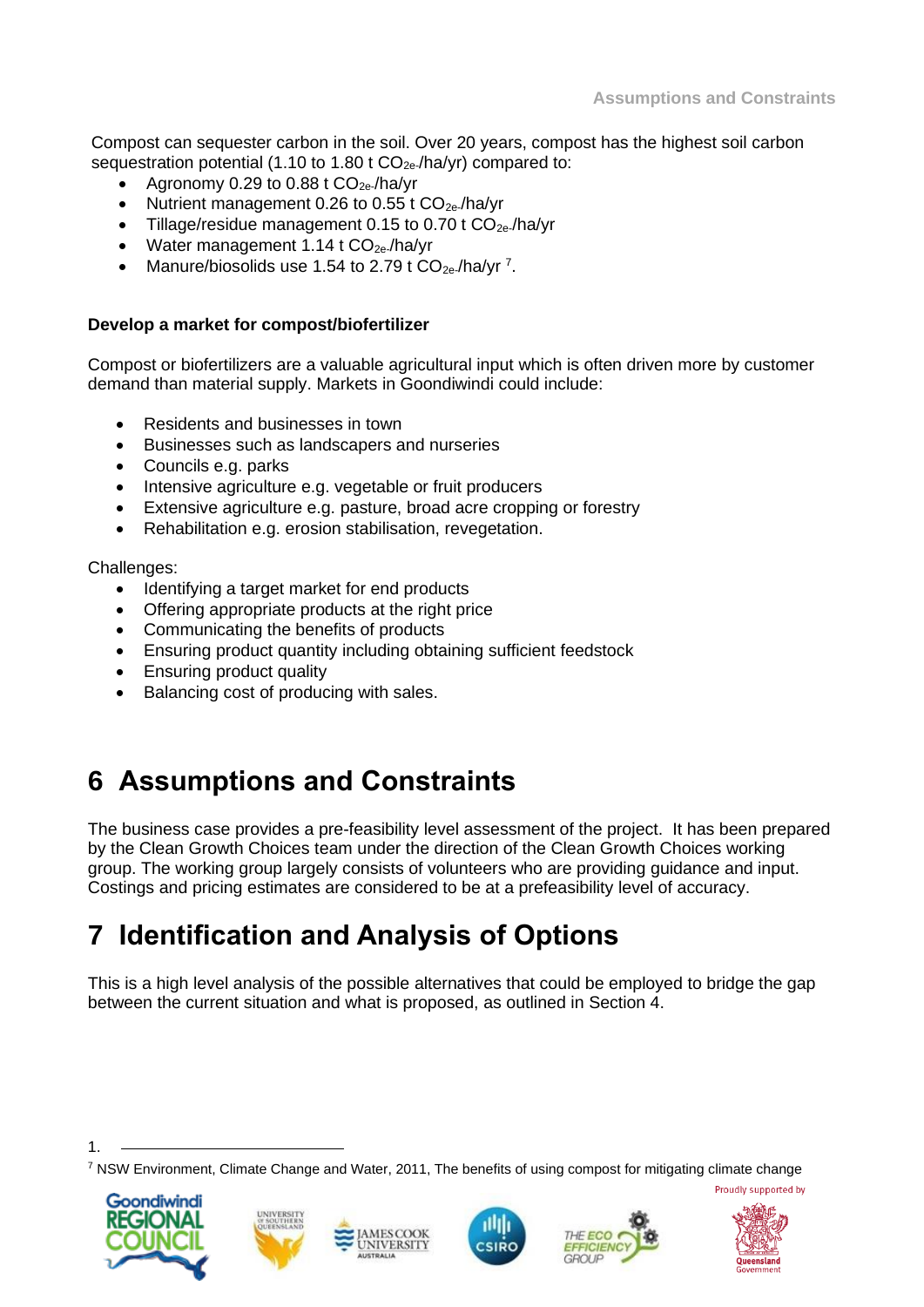Compost can sequester carbon in the soil. Over 20 years, compost has the highest soil carbon sequestration potential (1.10 to 1.80 t $CO_{2e}$/ha/yr) compared to:

- Agronomy 0.29 to 0.88 t $CO_{2e}$/ha/yr
- Nutrient management 0.26 to 0.55 t $CO_{2e}$/ha/yr
- Tillage/residue management 0.15 to 0.70 t $CO_{2e}$/ha/yr
- Water management 1.14 t $CO_{2e}$/ha/yr
- Manure/biosolids use 1.54 to 2.79 t $CO_{2e}$/ha/yr [7].

**Develop a market for compost/biofertilizer**

Compost or biofertilizers are a valuable agricultural input which is often driven more by customer demand than material supply. Markets in Goondiwindi could include:

- Residents and businesses in town
- Businesses such as landscapers and nurseries
- Councils e.g. parks
- Intensive agriculture e.g. vegetable or fruit producers
- Extensive agriculture e.g. pasture, broad acre cropping or forestry
- Rehabilitation e.g. erosion stabilisation, revegetation.

Challenges:

- Identifying a target market for end products
- Offering appropriate products at the right price
- Communicating the benefits of products
- Ensuring product quantity including obtaining sufficient feedstock
- Ensuring product quality
- Balancing cost of producing with sales.

# 6 Assumptions and Constraints

The business case provides a pre-feasibility level assessment of the project. It has been prepared by the Clean Growth Choices team under the direction of the Clean Growth Choices working group. The working group largely consists of volunteers who are providing guidance and input. Costings and pricing estimates are considered to be at a prefeasibility level of accuracy.

# 7 Identification and Analysis of Options

This is a high level analysis of the possible alternatives that could be employed to bridge the gap between the current situation and what is proposed, as outlined in Section 4.

[7] NSW Environment, Climate Change and Water, 2011, The benefits of using compost for mitigating climate change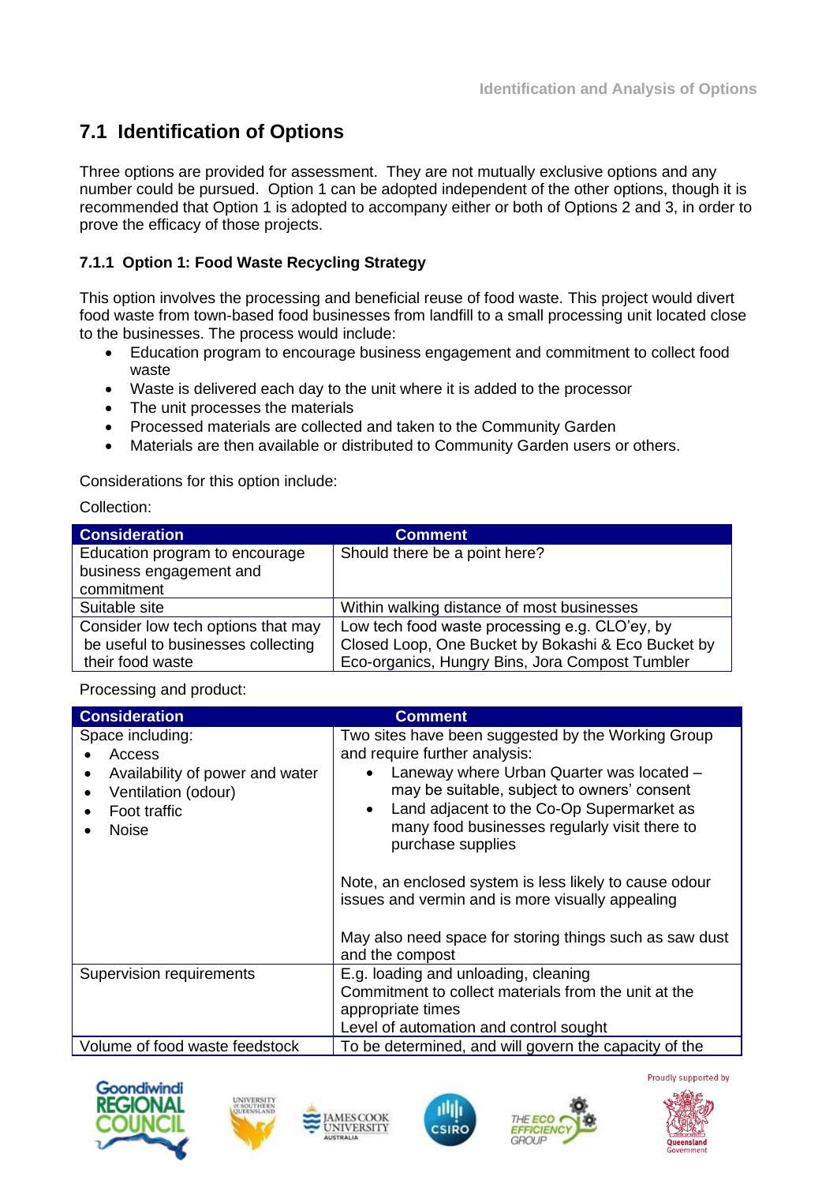## 7.1 Identification of Options

Three options are provided for assessment. They are not mutually exclusive options and any number could be pursued. Option 1 can be adopted independent of the other options, though it is recommended that Option 1 is adopted to accompany either or both of Options 2 and 3, in order to prove the efficacy of those projects.

### 7.1.1 Option 1: Food Waste Recycling Strategy

This option involves the processing and beneficial reuse of food waste. This project would divert food waste from town-based food businesses from landfill to a small processing unit located close to the businesses. The process would include:

- Education program to encourage business engagement and commitment to collect food waste
- Waste is delivered each day to the unit where it is added to the processor
- The unit processes the materials
- Processed materials are collected and taken to the Community Garden
- Materials are then available or distributed to Community Garden users or others.

Considerations for this option include:

Collection:

| Consideration | Comment |
|---|---|
| Education program to encourage business engagement and commitment | Should there be a point here? |
| Suitable site | Within walking distance of most businesses |
| Consider low tech options that may be useful to businesses collecting their food waste | Low tech food waste processing e.g. CLO'ey, by Closed Loop, One Bucket by Bokashi & Eco Bucket by Eco-organics, Hungry Bins, Jora Compost Tumbler |

Processing and product:

| Consideration | Comment |
|---|---|
| Space including:<br>• Access<br>• Availability of power and water<br>• Ventilation (odour)<br>• Foot traffic<br>• Noise | Two sites have been suggested by the Working Group and require further analysis:<br>• Laneway where Urban Quarter was located – may be suitable, subject to owners' consent<br>• Land adjacent to the Co-Op Supermarket as many food businesses regularly visit there to purchase supplies<br><br>Note, an enclosed system is less likely to cause odour issues and vermin and is more visually appealing<br><br>May also need space for storing things such as saw dust and the compost |
| Supervision requirements | E.g. loading and unloading, cleaning<br>Commitment to collect materials from the unit at the appropriate times<br>Level of automation and control sought |
| Volume of food waste feedstock | To be determined, and will govern the capacity of the |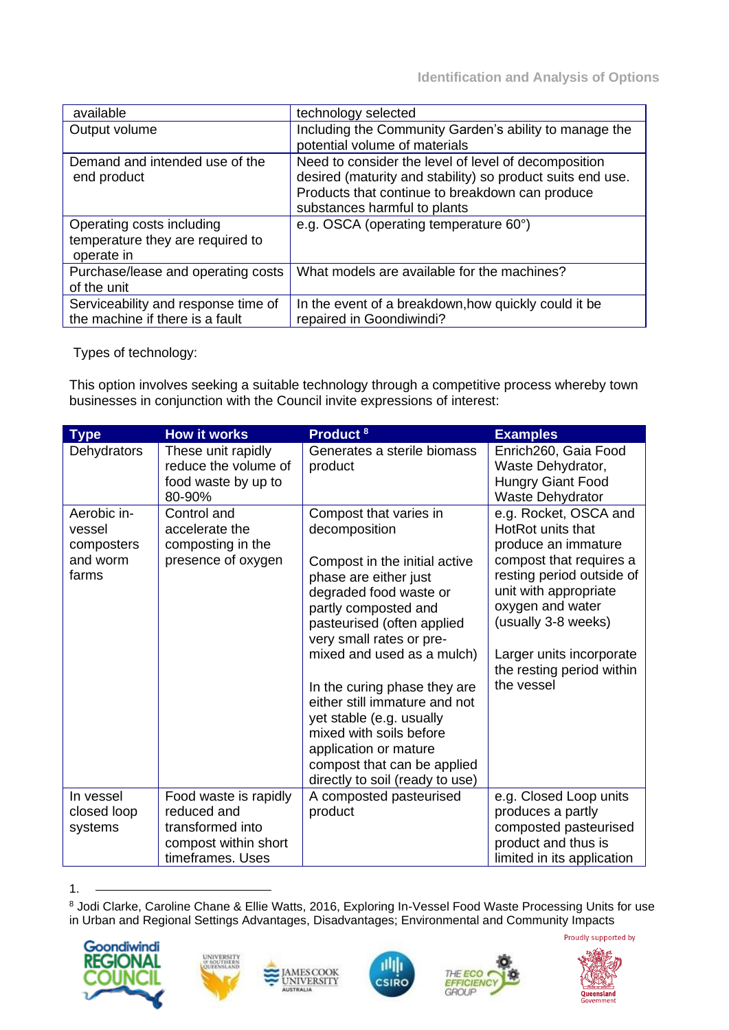| | |
|---|---|
| available | technology selected |
| Output volume | Including the Community Garden's ability to manage the potential volume of materials |
| Demand and intended use of the end product | Need to consider the level of level of decomposition desired (maturity and stability) so product suits end use. Products that continue to breakdown can produce substances harmful to plants |
| Operating costs including temperature they are required to operate in | e.g. OSCA (operating temperature 60°) |
| Purchase/lease and operating costs of the unit | What models are available for the machines? |
| Serviceability and response time of the machine if there is a fault | In the event of a breakdown,how quickly could it be repaired in Goondiwindi? |

Types of technology:

This option involves seeking a suitable technology through a competitive process whereby town businesses in conjunction with the Council invite expressions of interest:

| Type | How it works | Product [8] | Examples |
|---|---|---|---|
| Dehydrators | These unit rapidly reduce the volume of food waste by up to 80-90% | Generates a sterile biomass product | Enrich260, Gaia Food Waste Dehydrator, Hungry Giant Food Waste Dehydrator |
| Aerobic in-vessel composters and worm farms | Control and accelerate the composting in the presence of oxygen | Compost that varies in decomposition<br><br>Compost in the initial active phase are either just degraded food waste or partly composted and pasteurised (often applied very small rates or pre-mixed and used as a mulch)<br><br>In the curing phase they are either still immature and not yet stable (e.g. usually mixed with soils before application or mature compost that can be applied directly to soil (ready to use) | e.g. Rocket, OSCA and HotRot units that produce an immature compost that requires a resting period outside of unit with appropriate oxygen and water (usually 3-8 weeks)<br><br>Larger units incorporate the resting period within the vessel |
| In vessel closed loop systems | Food waste is rapidly reduced and transformed into compost within short timeframes. Uses | A composted pasteurised product | e.g. Closed Loop units produces a partly composted pasteurised product and thus is limited in its application |

[8] Jodi Clarke, Caroline Chane & Ellie Watts, 2016, Exploring In-Vessel Food Waste Processing Units for use in Urban and Regional Settings Advantages, Disadvantages; Environmental and Community Impacts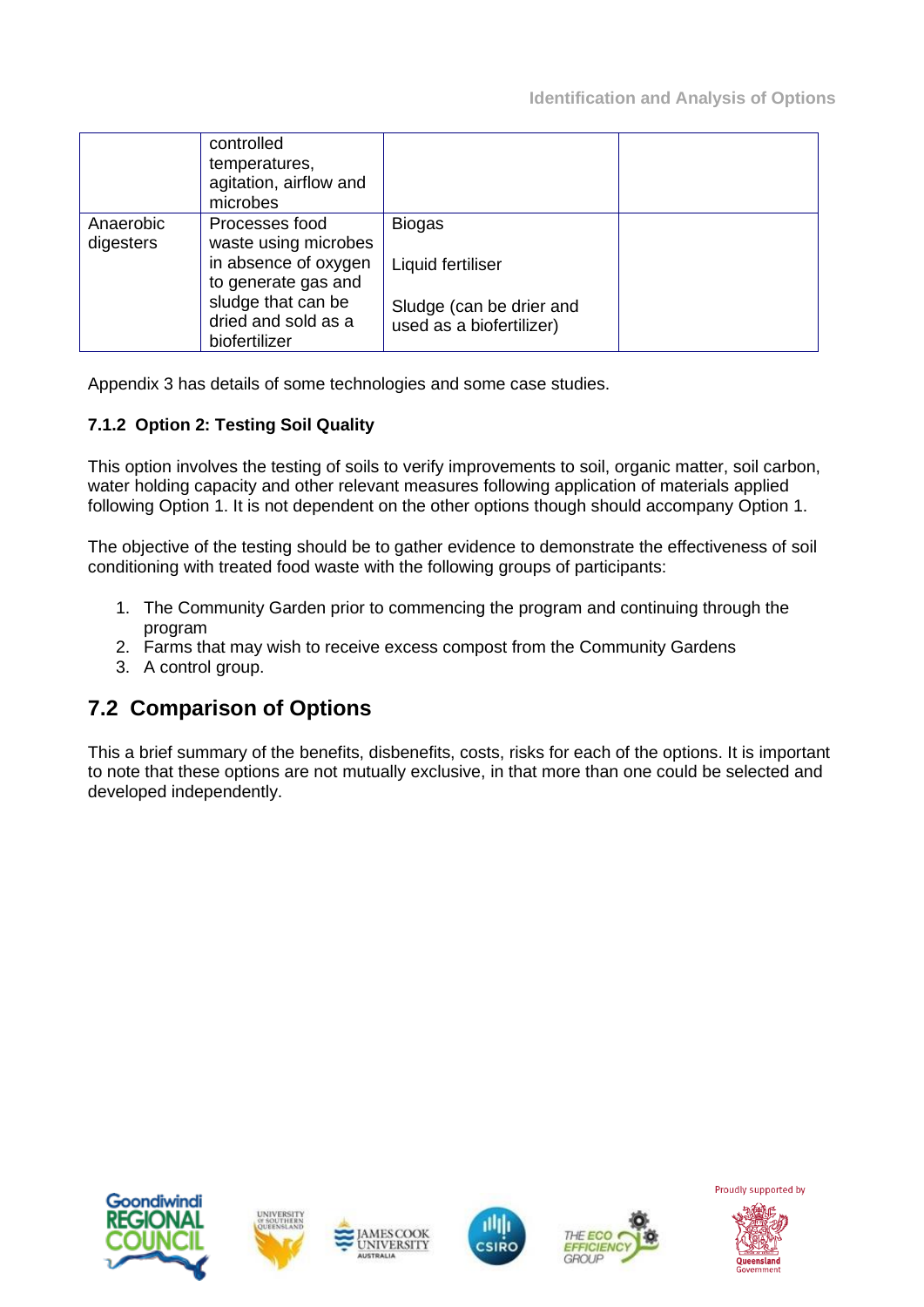| | controlled temperatures, agitation, airflow and microbes | | |
|---|---|---|---|
| Anaerobic digesters | Processes food waste using microbes in absence of oxygen to generate gas and sludge that can be dried and sold as a biofertilizer | Biogas<br><br>Liquid fertiliser<br><br>Sludge (can be drier and used as a biofertilizer) | |

Appendix 3 has details of some technologies and some case studies.

### 7.1.2 Option 2: Testing Soil Quality

This option involves the testing of soils to verify improvements to soil, organic matter, soil carbon, water holding capacity and other relevant measures following application of materials applied following Option 1. It is not dependent on the other options though should accompany Option 1.

The objective of the testing should be to gather evidence to demonstrate the effectiveness of soil conditioning with treated food waste with the following groups of participants:

1. The Community Garden prior to commencing the program and continuing through the program
2. Farms that may wish to receive excess compost from the Community Gardens
3. A control group.

## 7.2 Comparison of Options

This a brief summary of the benefits, disbenefits, costs, risks for each of the options. It is important to note that these options are not mutually exclusive, in that more than one could be selected and developed independently.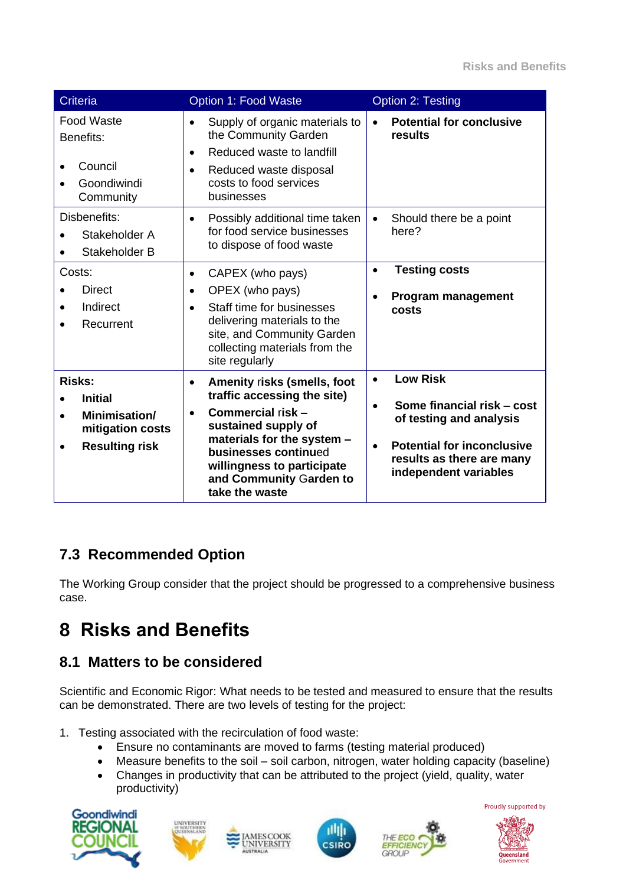| Criteria | Option 1: Food Waste | Option 2: Testing |
|---|---|---|
| Food Waste Benefits:<br>• Council<br>• Goondiwindi Community | • Supply of organic materials to the Community Garden<br>• Reduced waste to landfill<br>• Reduced waste disposal costs to food services businesses | • **Potential for conclusive results** |
| Disbenefits:<br>• Stakeholder A<br>• Stakeholder B | • Possibly additional time taken for food service businesses to dispose of food waste | • Should there be a point here? |
| Costs:<br>• Direct<br>• Indirect<br>• Recurrent | • CAPEX (who pays)<br>• OPEX (who pays)<br>• Staff time for businesses delivering materials to the site, and Community Garden collecting materials from the site regularly | • **Testing costs**<br>• **Program management costs** |
| **Risks:**<br>• **Initial**<br>• **Minimisation/ mitigation costs**<br>• **Resulting risk** | • **Amenity risks (smells, foot traffic accessing the site)**<br>• **Commercial risk – sustained supply of materials for the system – businesses continued willingness to participate and Community Garden to take the waste** | • **Low Risk**<br>• **Some financial risk – cost of testing and analysis**<br>• **Potential for inconclusive results as there are many independent variables** |

### 7.3 Recommended Option

The Working Group consider that the project should be progressed to a comprehensive business case.

# 8 Risks and Benefits

## 8.1 Matters to be considered

Scientific and Economic Rigor: What needs to be tested and measured to ensure that the results can be demonstrated. There are two levels of testing for the project:

1. Testing associated with the recirculation of food waste:
   - Ensure no contaminants are moved to farms (testing material produced)
   - Measure benefits to the soil – soil carbon, nitrogen, water holding capacity (baseline)
   - Changes in productivity that can be attributed to the project (yield, quality, water productivity)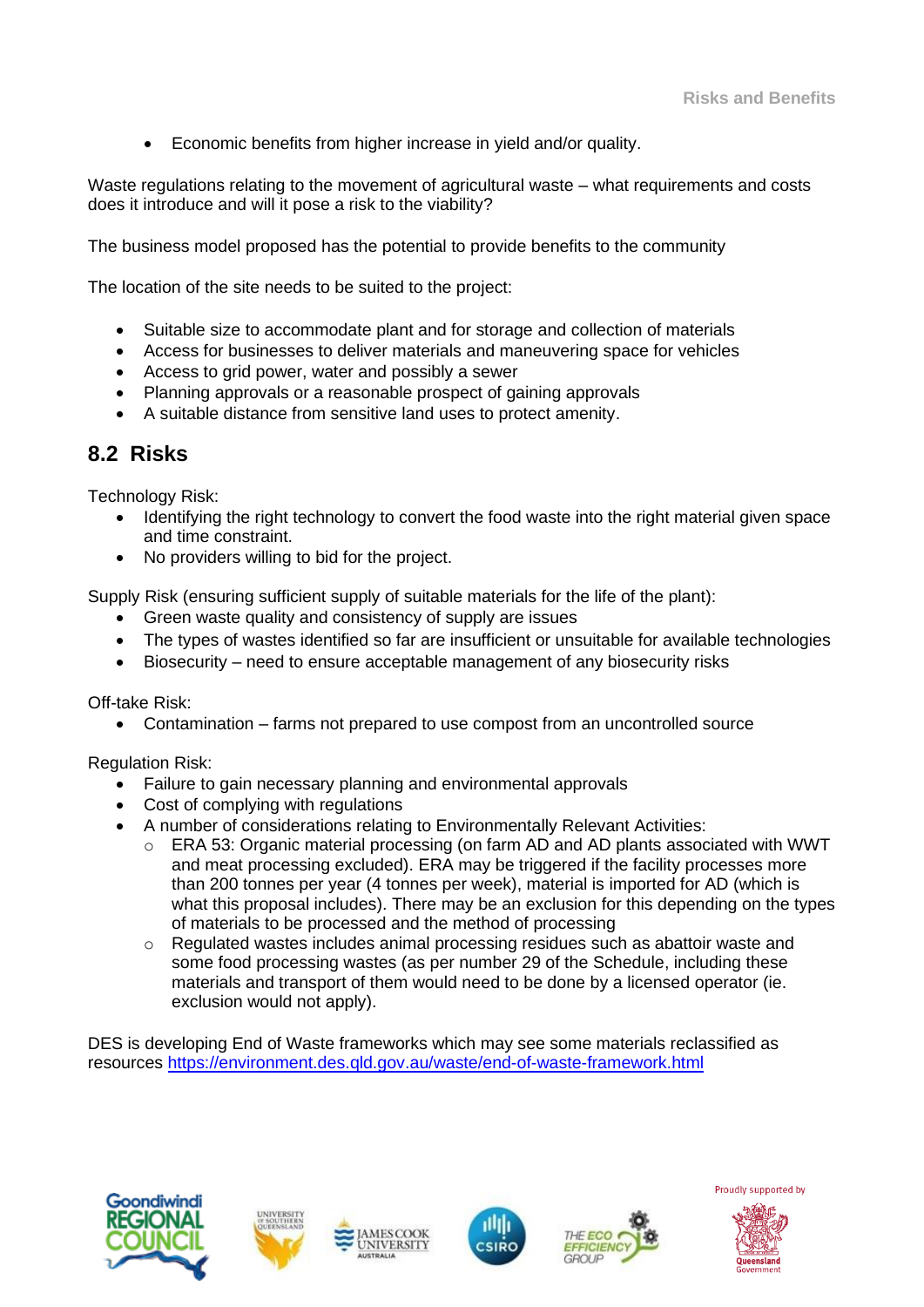- Economic benefits from higher increase in yield and/or quality.

Waste regulations relating to the movement of agricultural waste – what requirements and costs does it introduce and will it pose a risk to the viability?

The business model proposed has the potential to provide benefits to the community

The location of the site needs to be suited to the project:

- Suitable size to accommodate plant and for storage and collection of materials
- Access for businesses to deliver materials and maneuvering space for vehicles
- Access to grid power, water and possibly a sewer
- Planning approvals or a reasonable prospect of gaining approvals
- A suitable distance from sensitive land uses to protect amenity.

## 8.2 Risks

Technology Risk:

- Identifying the right technology to convert the food waste into the right material given space and time constraint.
- No providers willing to bid for the project.

Supply Risk (ensuring sufficient supply of suitable materials for the life of the plant):

- Green waste quality and consistency of supply are issues
- The types of wastes identified so far are insufficient or unsuitable for available technologies
- Biosecurity – need to ensure acceptable management of any biosecurity risks

Off-take Risk:

- Contamination – farms not prepared to use compost from an uncontrolled source

Regulation Risk:

- Failure to gain necessary planning and environmental approvals
- Cost of complying with regulations
- A number of considerations relating to Environmentally Relevant Activities:
  - ERA 53: Organic material processing (on farm AD and AD plants associated with WWT and meat processing excluded). ERA may be triggered if the facility processes more than 200 tonnes per year (4 tonnes per week), material is imported for AD (which is what this proposal includes). There may be an exclusion for this depending on the types of materials to be processed and the method of processing
  - Regulated wastes includes animal processing residues such as abattoir waste and some food processing wastes (as per number 29 of the Schedule, including these materials and transport of them would need to be done by a licensed operator (ie. exclusion would not apply).

DES is developing End of Waste frameworks which may see some materials reclassified as resources https://environment.des.qld.gov.au/waste/end-of-waste-framework.html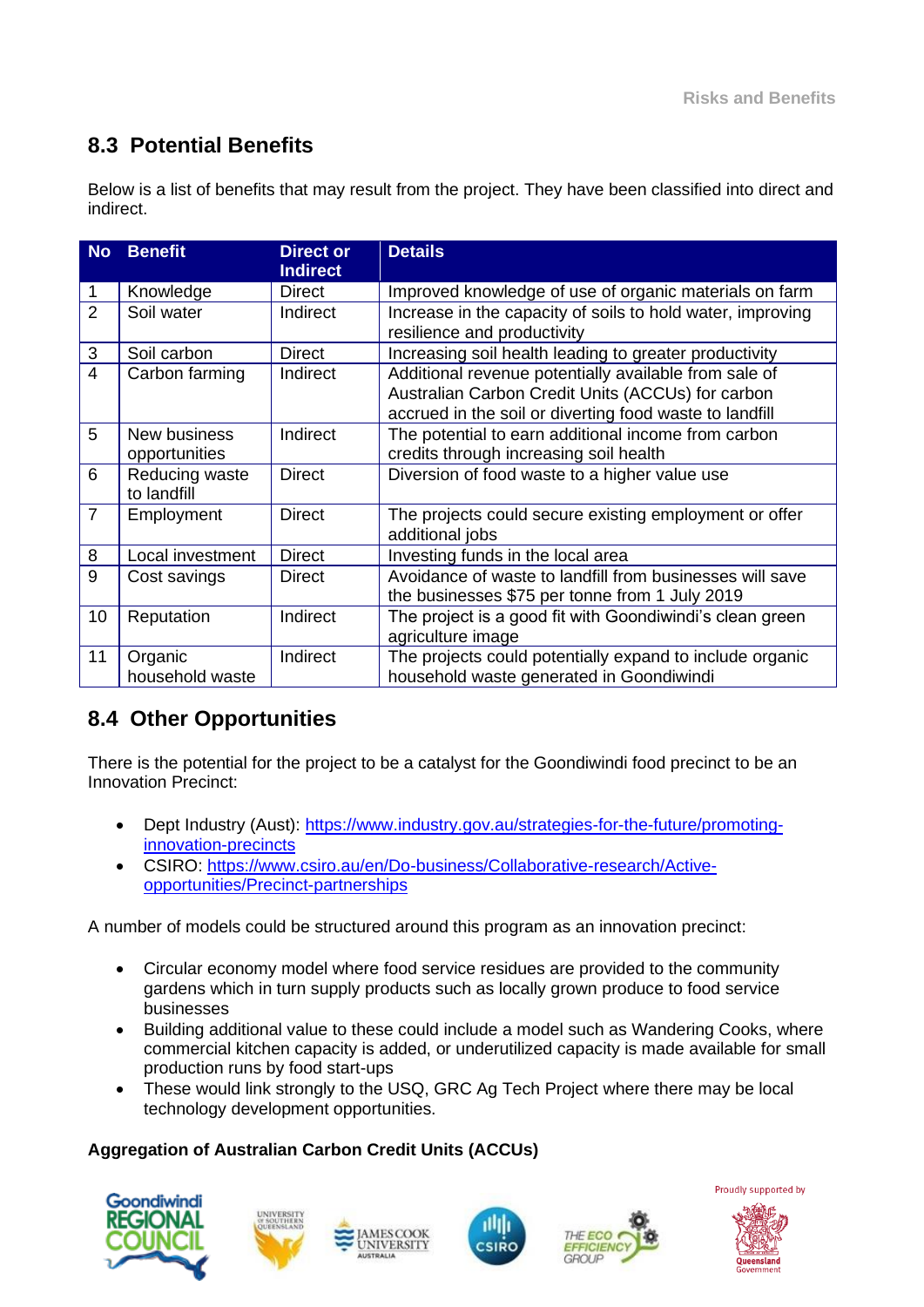## 8.3 Potential Benefits

Below is a list of benefits that may result from the project. They have been classified into direct and indirect.

| No | Benefit | Direct or Indirect | Details |
|---|---|---|---|
| 1 | Knowledge | Direct | Improved knowledge of use of organic materials on farm |
| 2 | Soil water | Indirect | Increase in the capacity of soils to hold water, improving resilience and productivity |
| 3 | Soil carbon | Direct | Increasing soil health leading to greater productivity |
| 4 | Carbon farming | Indirect | Additional revenue potentially available from sale of Australian Carbon Credit Units (ACCUs) for carbon accrued in the soil or diverting food waste to landfill |
| 5 | New business opportunities | Indirect | The potential to earn additional income from carbon credits through increasing soil health |
| 6 | Reducing waste to landfill | Direct | Diversion of food waste to a higher value use |
| 7 | Employment | Direct | The projects could secure existing employment or offer additional jobs |
| 8 | Local investment | Direct | Investing funds in the local area |
| 9 | Cost savings | Direct | Avoidance of waste to landfill from businesses will save the businesses $75 per tonne from 1 July 2019 |
| 10 | Reputation | Indirect | The project is a good fit with Goondiwindi's clean green agriculture image |
| 11 | Organic household waste | Indirect | The projects could potentially expand to include organic household waste generated in Goondiwindi |

## 8.4 Other Opportunities

There is the potential for the project to be a catalyst for the Goondiwindi food precinct to be an Innovation Precinct:

- Dept Industry (Aust): https://www.industry.gov.au/strategies-for-the-future/promoting-innovation-precincts
- CSIRO: https://www.csiro.au/en/Do-business/Collaborative-research/Active-opportunities/Precinct-partnerships

A number of models could be structured around this program as an innovation precinct:

- Circular economy model where food service residues are provided to the community gardens which in turn supply products such as locally grown produce to food service businesses
- Building additional value to these could include a model such as Wandering Cooks, where commercial kitchen capacity is added, or underutilized capacity is made available for small production runs by food start-ups
- These would link strongly to the USQ, GRC Ag Tech Project where there may be local technology development opportunities.

**Aggregation of Australian Carbon Credit Units (ACCUs)**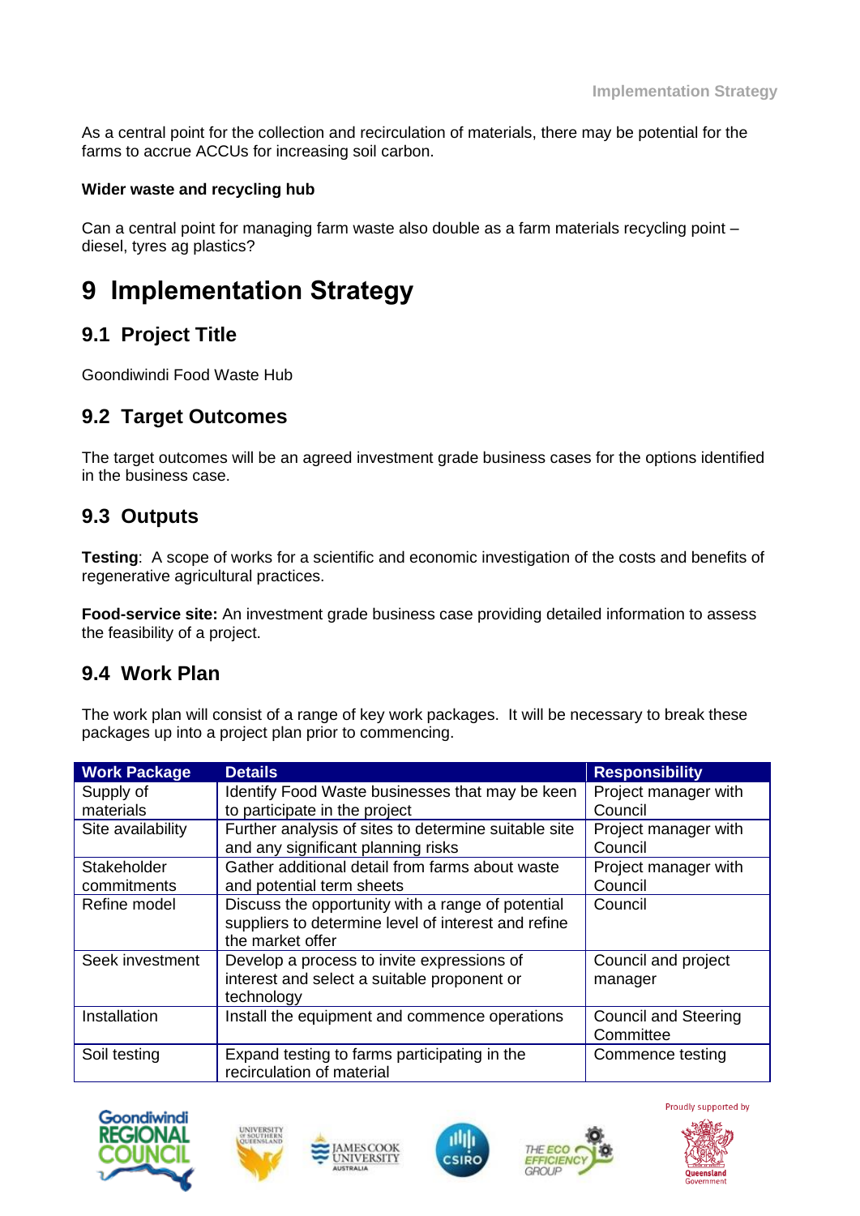As a central point for the collection and recirculation of materials, there may be potential for the farms to accrue ACCUs for increasing soil carbon.

**Wider waste and recycling hub**

Can a central point for managing farm waste also double as a farm materials recycling point – diesel, tyres ag plastics?

# 9 Implementation Strategy

## 9.1 Project Title

Goondiwindi Food Waste Hub

## 9.2 Target Outcomes

The target outcomes will be an agreed investment grade business cases for the options identified in the business case.

## 9.3 Outputs

**Testing**: A scope of works for a scientific and economic investigation of the costs and benefits of regenerative agricultural practices.

**Food-service site:** An investment grade business case providing detailed information to assess the feasibility of a project.

## 9.4 Work Plan

The work plan will consist of a range of key work packages. It will be necessary to break these packages up into a project plan prior to commencing.

| Work Package | Details | Responsibility |
|---|---|---|
| Supply of materials | Identify Food Waste businesses that may be keen to participate in the project | Project manager with Council |
| Site availability | Further analysis of sites to determine suitable site and any significant planning risks | Project manager with Council |
| Stakeholder commitments | Gather additional detail from farms about waste and potential term sheets | Project manager with Council |
| Refine model | Discuss the opportunity with a range of potential suppliers to determine level of interest and refine the market offer | Council |
| Seek investment | Develop a process to invite expressions of interest and select a suitable proponent or technology | Council and project manager |
| Installation | Install the equipment and commence operations | Council and Steering Committee |
| Soil testing | Expand testing to farms participating in the recirculation of material | Commence testing |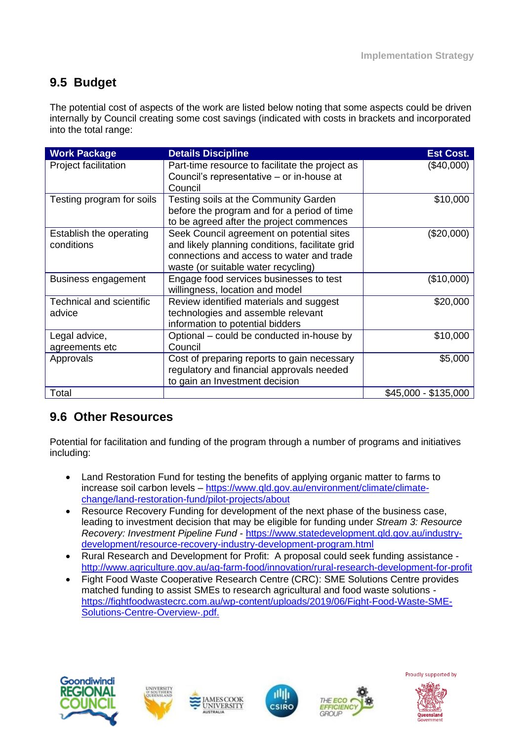## 9.5 Budget

The potential cost of aspects of the work are listed below noting that some aspects could be driven internally by Council creating some cost savings (indicated with costs in brackets and incorporated into the total range:

| Work Package | Details Discipline | Est Cost. |
|---|---|---|
| Project facilitation | Part-time resource to facilitate the project as Council's representative – or in-house at Council | ($40,000) |
| Testing program for soils | Testing soils at the Community Garden before the program and for a period of time to be agreed after the project commences | $10,000 |
| Establish the operating conditions | Seek Council agreement on potential sites and likely planning conditions, facilitate grid connections and access to water and trade waste (or suitable water recycling) | ($20,000) |
| Business engagement | Engage food services businesses to test willingness, location and model | ($10,000) |
| Technical and scientific advice | Review identified materials and suggest technologies and assemble relevant information to potential bidders | $20,000 |
| Legal advice, agreements etc | Optional – could be conducted in-house by Council | $10,000 |
| Approvals | Cost of preparing reports to gain necessary regulatory and financial approvals needed to gain an Investment decision | $5,000 |
| Total | | $45,000 - $135,000 |

## 9.6 Other Resources

Potential for facilitation and funding of the program through a number of programs and initiatives including:

- Land Restoration Fund for testing the benefits of applying organic matter to farms to increase soil carbon levels – https://www.qld.gov.au/environment/climate/climate-change/land-restoration-fund/pilot-projects/about
- Resource Recovery Funding for development of the next phase of the business case, leading to investment decision that may be eligible for funding under *Stream 3: Resource Recovery: Investment Pipeline Fund* - https://www.statedevelopment.qld.gov.au/industry-development/resource-recovery-industry-development-program.html
- Rural Research and Development for Profit: A proposal could seek funding assistance - http://www.agriculture.gov.au/ag-farm-food/innovation/rural-research-development-for-profit
- Fight Food Waste Cooperative Research Centre (CRC): SME Solutions Centre provides matched funding to assist SMEs to research agricultural and food waste solutions - https://fightfoodwastecrc.com.au/wp-content/uploads/2019/06/Fight-Food-Waste-SME-Solutions-Centre-Overview-.pdf.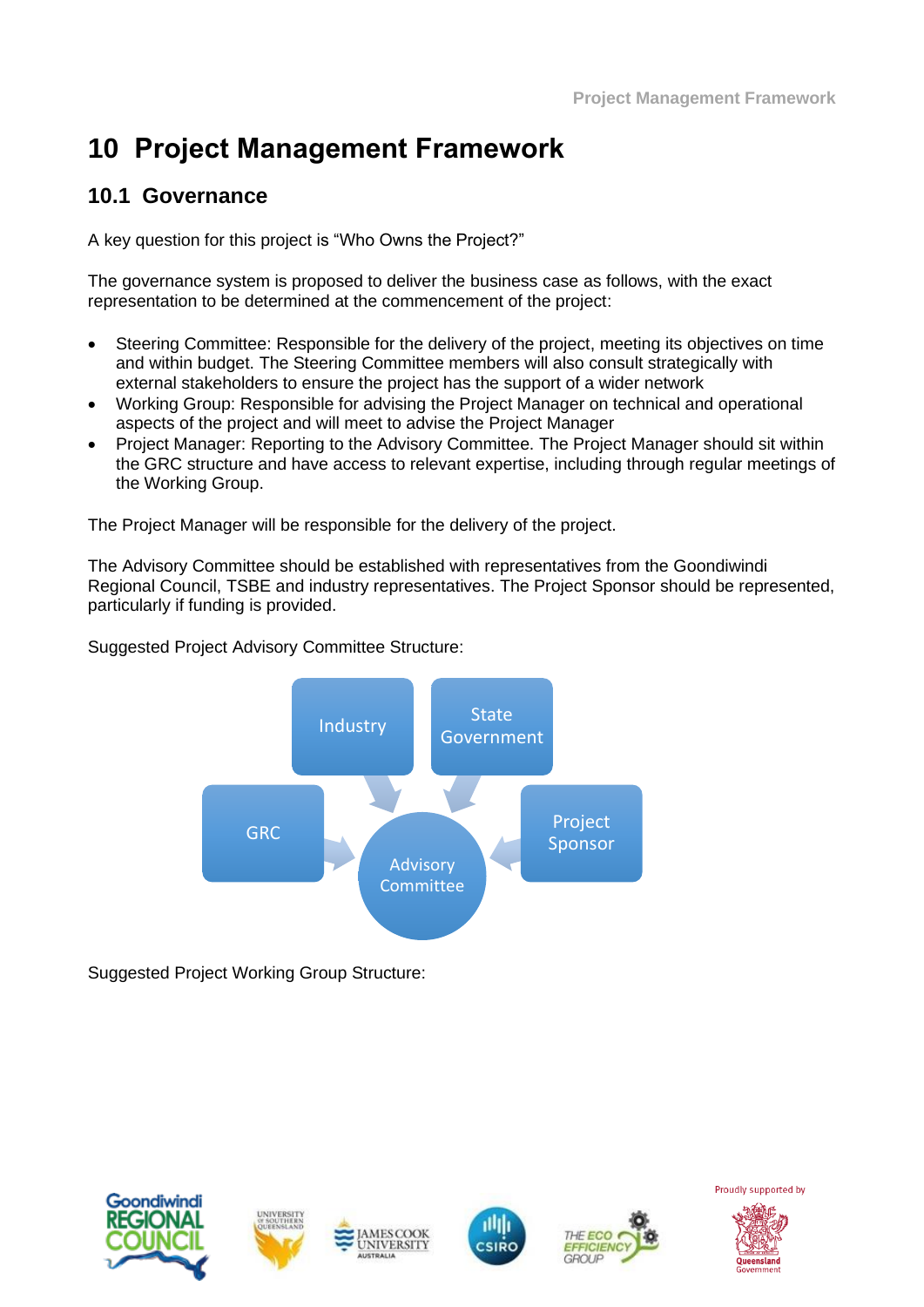# 10 Project Management Framework

## 10.1 Governance

A key question for this project is "Who Owns the Project?"

The governance system is proposed to deliver the business case as follows, with the exact representation to be determined at the commencement of the project:

- Steering Committee: Responsible for the delivery of the project, meeting its objectives on time and within budget. The Steering Committee members will also consult strategically with external stakeholders to ensure the project has the support of a wider network
- Working Group: Responsible for advising the Project Manager on technical and operational aspects of the project and will meet to advise the Project Manager
- Project Manager: Reporting to the Advisory Committee. The Project Manager should sit within the GRC structure and have access to relevant expertise, including through regular meetings of the Working Group.

The Project Manager will be responsible for the delivery of the project.

The Advisory Committee should be established with representatives from the Goondiwindi Regional Council, TSBE and industry representatives. The Project Sponsor should be represented, particularly if funding is provided.

Suggested Project Advisory Committee Structure:

Industry → Advisory Committee
State Government → Advisory Committee
GRC → Advisory Committee
Project Sponsor → Advisory Committee

Suggested Project Working Group Structure: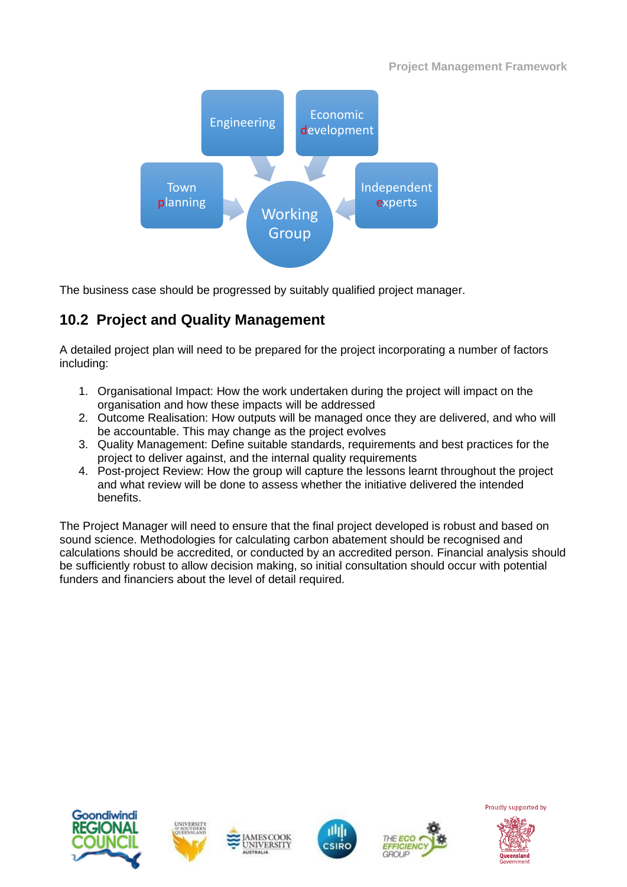Engineering

Economic development

Town planning

Working Group

Independent experts

The business case should be progressed by suitably qualified project manager.

## 10.2 Project and Quality Management

A detailed project plan will need to be prepared for the project incorporating a number of factors including:

1. Organisational Impact: How the work undertaken during the project will impact on the organisation and how these impacts will be addressed
2. Outcome Realisation: How outputs will be managed once they are delivered, and who will be accountable. This may change as the project evolves
3. Quality Management: Define suitable standards, requirements and best practices for the project to deliver against, and the internal quality requirements
4. Post-project Review: How the group will capture the lessons learnt throughout the project and what review will be done to assess whether the initiative delivered the intended benefits.

The Project Manager will need to ensure that the final project developed is robust and based on sound science. Methodologies for calculating carbon abatement should be recognised and calculations should be accredited, or conducted by an accredited person. Financial analysis should be sufficiently robust to allow decision making, so initial consultation should occur with potential funders and financiers about the level of detail required.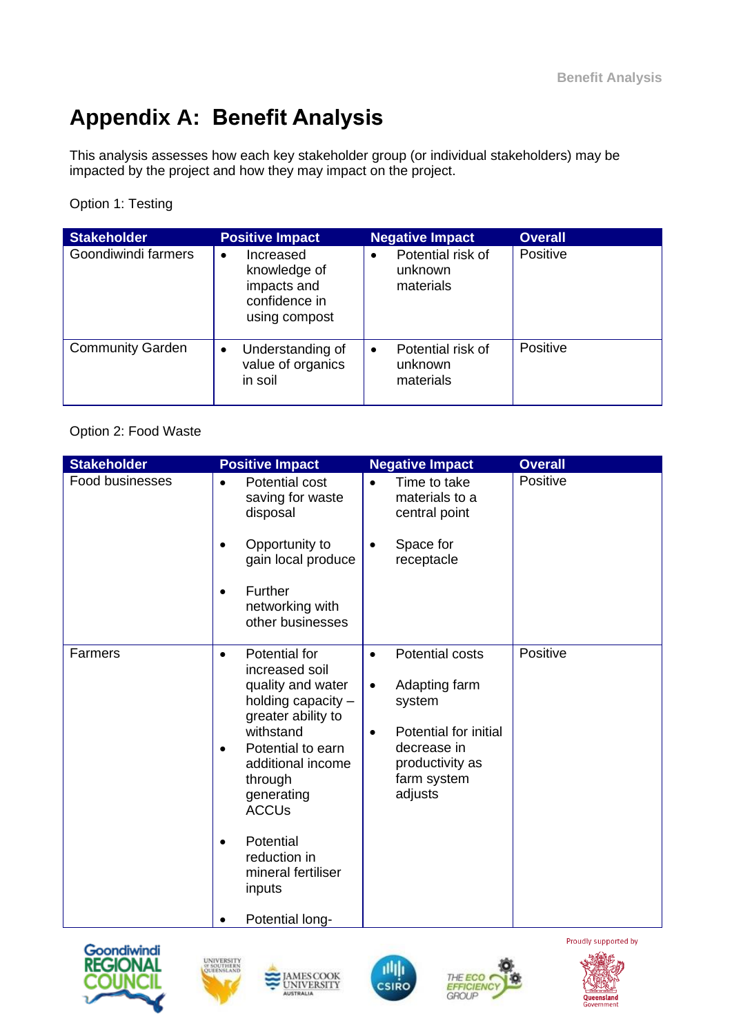# Appendix A: Benefit Analysis

This analysis assesses how each key stakeholder group (or individual stakeholders) may be impacted by the project and how they may impact on the project.

Option 1: Testing

| Stakeholder | Positive Impact | Negative Impact | Overall |
|---|---|---|---|
| Goondiwindi farmers | • Increased knowledge of impacts and confidence in using compost | • Potential risk of unknown materials | Positive |
| Community Garden | • Understanding of value of organics in soil | • Potential risk of unknown materials | Positive |

Option 2: Food Waste

| Stakeholder | Positive Impact | Negative Impact | Overall |
|---|---|---|---|
| Food businesses | • Potential cost saving for waste disposal<br>• Opportunity to gain local produce<br>• Further networking with other businesses | • Time to take materials to a central point<br>• Space for receptacle | Positive |
| Farmers | • Potential for increased soil quality and water holding capacity – greater ability to withstand<br>• Potential to earn additional income through generating ACCUs<br>• Potential reduction in mineral fertiliser inputs<br>• Potential long- | • Potential costs<br>• Adapting farm system<br>• Potential for initial decrease in productivity as farm system adjusts | Positive |

Proudly supported by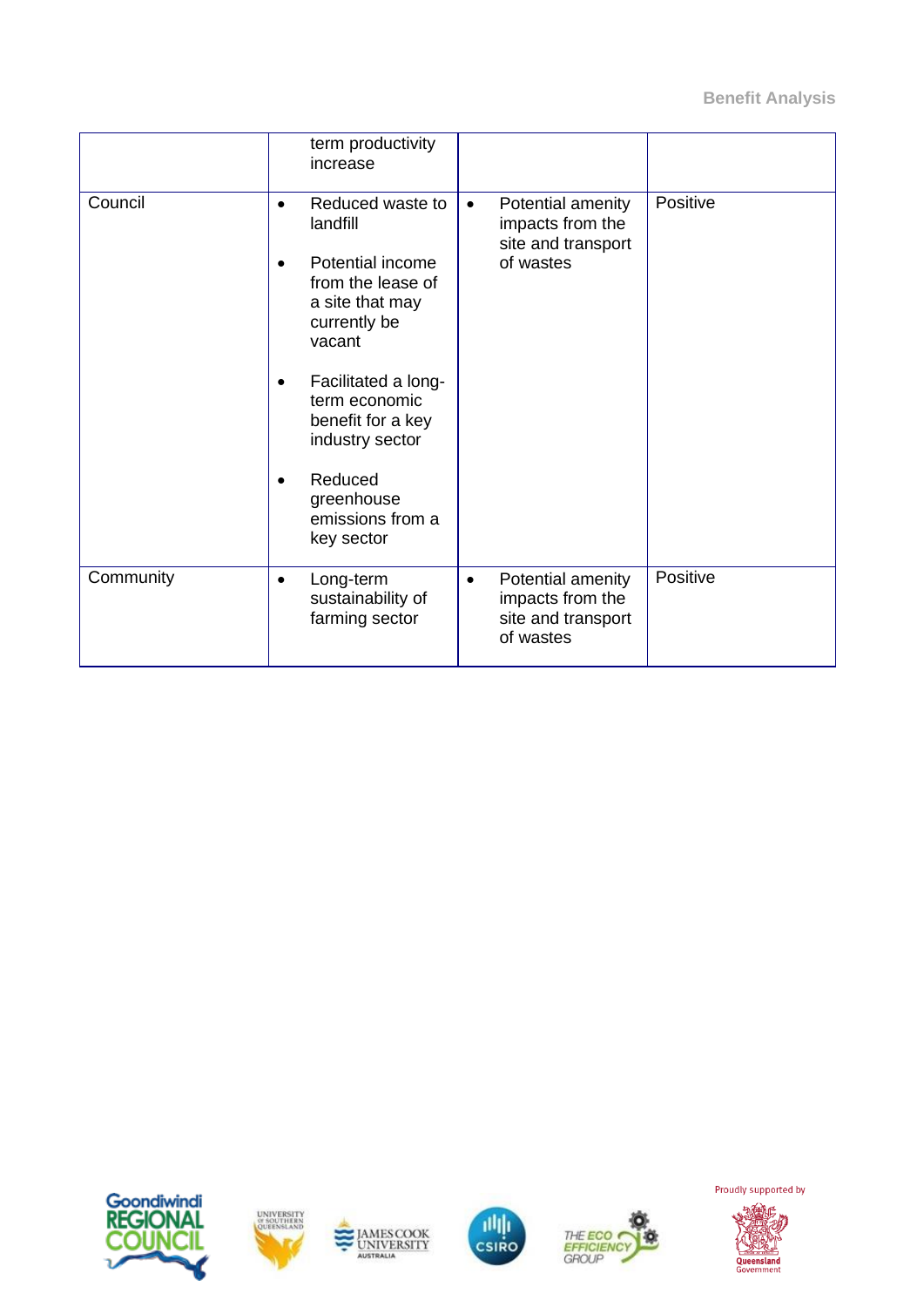| | | | |
|---|---|---|---|
| | term productivity increase | | |
| Council | • Reduced waste to landfill<br>• Potential income from the lease of a site that may currently be vacant<br>• Facilitated a long-term economic benefit for a key industry sector<br>• Reduced greenhouse emissions from a key sector | • Potential amenity impacts from the site and transport of wastes | Positive |
| Community | • Long-term sustainability of farming sector | • Potential amenity impacts from the site and transport of wastes | Positive |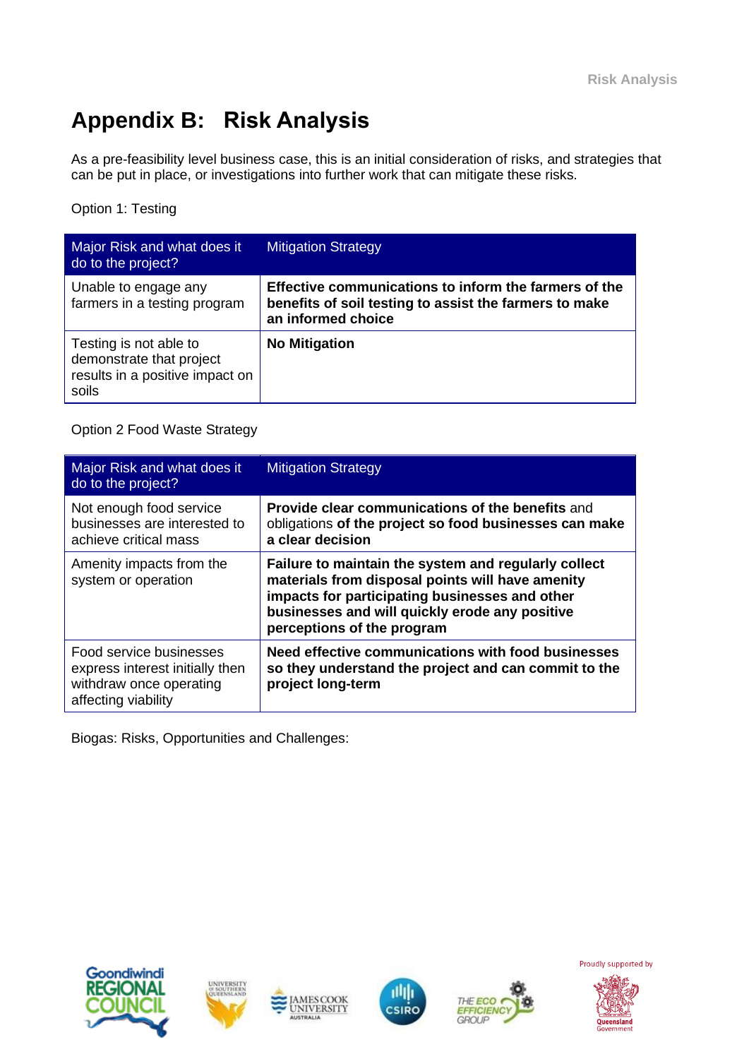# Appendix B: Risk Analysis

As a pre-feasibility level business case, this is an initial consideration of risks, and strategies that can be put in place, or investigations into further work that can mitigate these risks.

Option 1: Testing

| Major Risk and what does it do to the project? | Mitigation Strategy |
|---|---|
| Unable to engage any farmers in a testing program | **Effective communications to inform the farmers of the benefits of soil testing to assist the farmers to make an informed choice** |
| Testing is not able to demonstrate that project results in a positive impact on soils | **No Mitigation** |

Option 2 Food Waste Strategy

| Major Risk and what does it do to the project? | Mitigation Strategy |
|---|---|
| Not enough food service businesses are interested to achieve critical mass | **Provide clear communications of the benefits** and obligations **of the project so food businesses can make a clear decision** |
| Amenity impacts from the system or operation | **Failure to maintain the system and regularly collect materials from disposal points will have amenity impacts for participating businesses and other businesses and will quickly erode any positive perceptions of the program** |
| Food service businesses express interest initially then withdraw once operating affecting viability | **Need effective communications with food businesses so they understand the project and can commit to the project long-term** |

Biogas: Risks, Opportunities and Challenges: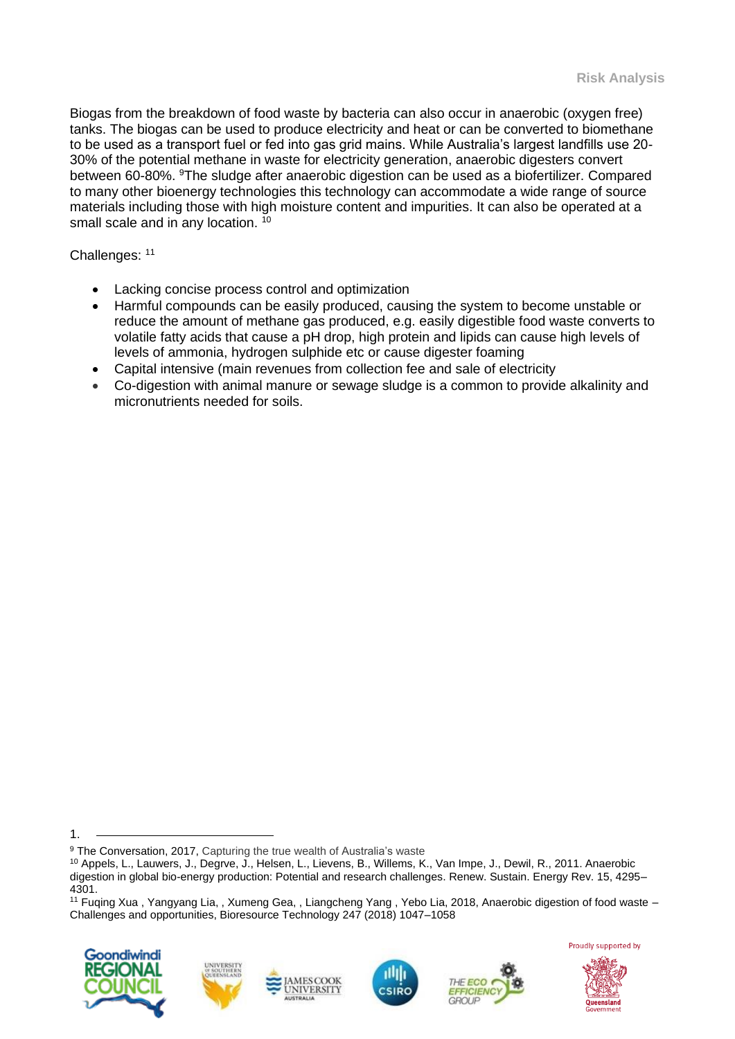Biogas from the breakdown of food waste by bacteria can also occur in anaerobic (oxygen free) tanks. The biogas can be used to produce electricity and heat or can be converted to biomethane to be used as a transport fuel or fed into gas grid mains. While Australia's largest landfills use 20-30% of the potential methane in waste for electricity generation, anaerobic digesters convert between 60-80%. [9]The sludge after anaerobic digestion can be used as a biofertilizer. Compared to many other bioenergy technologies this technology can accommodate a wide range of source materials including those with high moisture content and impurities. It can also be operated at a small scale and in any location. [10]

Challenges: [11]

- Lacking concise process control and optimization
- Harmful compounds can be easily produced, causing the system to become unstable or reduce the amount of methane gas produced, e.g. easily digestible food waste converts to volatile fatty acids that cause a pH drop, high protein and lipids can cause high levels of levels of ammonia, hydrogen sulphide etc or cause digester foaming
- Capital intensive (main revenues from collection fee and sale of electricity
- Co-digestion with animal manure or sewage sludge is a common to provide alkalinity and micronutrients needed for soils.

---

[9] The Conversation, 2017, Capturing the true wealth of Australia's waste

[10] Appels, L., Lauwers, J., Degrve, J., Helsen, L., Lievens, B., Willems, K., Van Impe, J., Dewil, R., 2011. Anaerobic digestion in global bio-energy production: Potential and research challenges. Renew. Sustain. Energy Rev. 15, 4295–4301.

[11] Fuqing Xua , Yangyang Lia, , Xumeng Gea, , Liangcheng Yang , Yebo Lia, 2018, Anaerobic digestion of food waste – Challenges and opportunities, Bioresource Technology 247 (2018) 1047–1058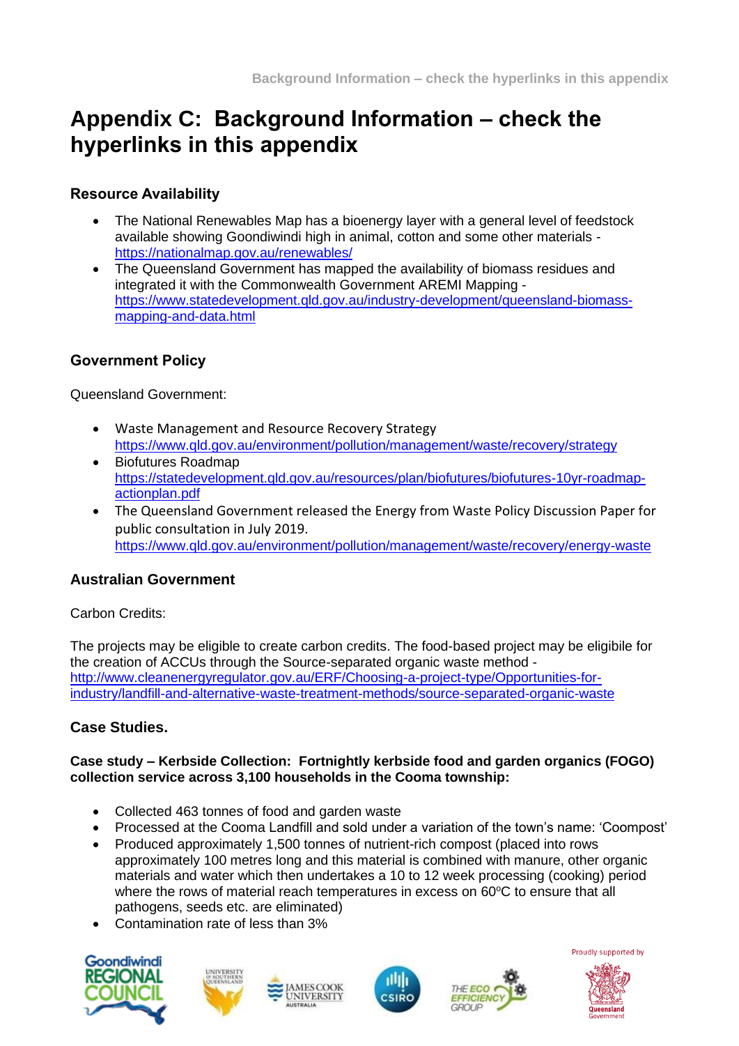# Appendix C: Background Information – check the hyperlinks in this appendix

### Resource Availability

- The National Renewables Map has a bioenergy layer with a general level of feedstock available showing Goondiwindi high in animal, cotton and some other materials - https://nationalmap.gov.au/renewables/
- The Queensland Government has mapped the availability of biomass residues and integrated it with the Commonwealth Government AREMI Mapping - https://www.statedevelopment.qld.gov.au/industry-development/queensland-biomass-mapping-and-data.html

### Government Policy

Queensland Government:

- Waste Management and Resource Recovery Strategy https://www.qld.gov.au/environment/pollution/management/waste/recovery/strategy
- Biofutures Roadmap https://statedevelopment.qld.gov.au/resources/plan/biofutures/biofutures-10yr-roadmap-actionplan.pdf
- The Queensland Government released the Energy from Waste Policy Discussion Paper for public consultation in July 2019. https://www.qld.gov.au/environment/pollution/management/waste/recovery/energy-waste

### Australian Government

Carbon Credits:

The projects may be eligible to create carbon credits. The food-based project may be eligibile for the creation of ACCUs through the Source-separated organic waste method - http://www.cleanenergyregulator.gov.au/ERF/Choosing-a-project-type/Opportunities-for-industry/landfill-and-alternative-waste-treatment-methods/source-separated-organic-waste

### Case Studies.

**Case study – Kerbside Collection: Fortnightly kerbside food and garden organics (FOGO) collection service across 3,100 households in the Cooma township:**

- Collected 463 tonnes of food and garden waste
- Processed at the Cooma Landfill and sold under a variation of the town's name: 'Coompost'
- Produced approximately 1,500 tonnes of nutrient-rich compost (placed into rows approximately 100 metres long and this material is combined with manure, other organic materials and water which then undertakes a 10 to 12 week processing (cooking) period where the rows of material reach temperatures in excess on 60°C to ensure that all pathogens, seeds etc. are eliminated)
- Contamination rate of less than 3%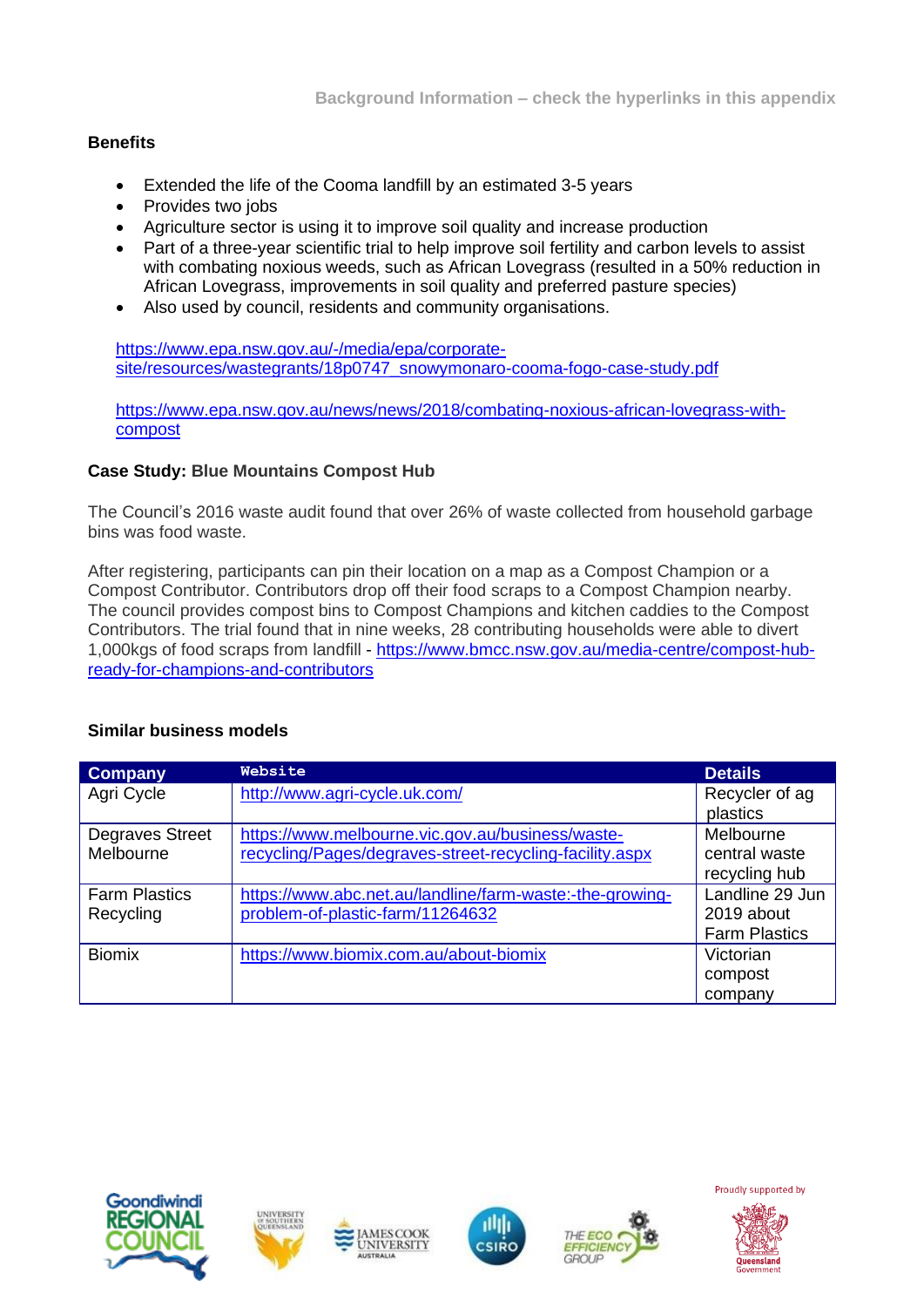### Benefits

- Extended the life of the Cooma landfill by an estimated 3-5 years
- Provides two jobs
- Agriculture sector is using it to improve soil quality and increase production
- Part of a three-year scientific trial to help improve soil fertility and carbon levels to assist with combating noxious weeds, such as African Lovegrass (resulted in a 50% reduction in African Lovegrass, improvements in soil quality and preferred pasture species)
- Also used by council, residents and community organisations.

https://www.epa.nsw.gov.au/-/media/epa/corporate-site/resources/wastegrants/18p0747_snowymonaro-cooma-fogo-case-study.pdf

https://www.epa.nsw.gov.au/news/news/2018/combating-noxious-african-lovegrass-with-compost

### Case Study: Blue Mountains Compost Hub

The Council's 2016 waste audit found that over 26% of waste collected from household garbage bins was food waste.

After registering, participants can pin their location on a map as a Compost Champion or a Compost Contributor. Contributors drop off their food scraps to a Compost Champion nearby. The council provides compost bins to Compost Champions and kitchen caddies to the Compost Contributors. The trial found that in nine weeks, 28 contributing households were able to divert 1,000kgs of food scraps from landfill - https://www.bmcc.nsw.gov.au/media-centre/compost-hub-ready-for-champions-and-contributors

### Similar business models

| Company | Website | Details |
|---|---|---|
| Agri Cycle | http://www.agri-cycle.uk.com/ | Recycler of ag plastics |
| Degraves Street Melbourne | https://www.melbourne.vic.gov.au/business/waste-recycling/Pages/degraves-street-recycling-facility.aspx | Melbourne central waste recycling hub |
| Farm Plastics Recycling | https://www.abc.net.au/landline/farm-waste:-the-growing-problem-of-plastic-farm/11264632 | Landline 29 Jun 2019 about Farm Plastics |
| Biomix | https://www.biomix.com.au/about-biomix | Victorian compost company |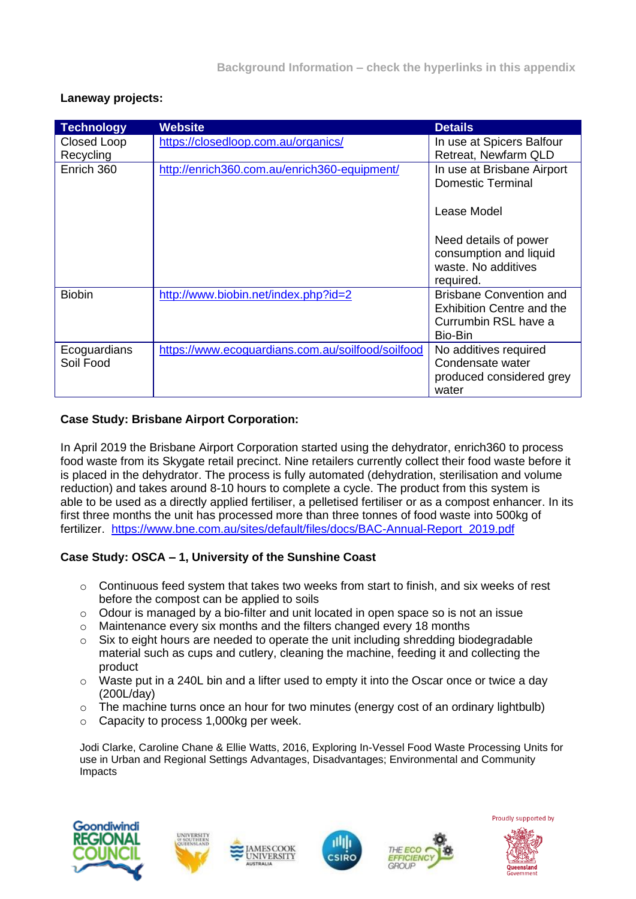Background Information – check the hyperlinks in this appendix

**Laneway projects:**

| Technology | Website | Details |
|---|---|---|
| Closed Loop Recycling | https://closedloop.com.au/organics/ | In use at Spicers Balfour Retreat, Newfarm QLD |
| Enrich 360 | http://enrich360.com.au/enrich360-equipment/ | In use at Brisbane Airport Domestic Terminal<br><br>Lease Model<br><br>Need details of power consumption and liquid waste. No additives required. |
| Biobin | http://www.biobin.net/index.php?id=2 | Brisbane Convention and Exhibition Centre and the Currumbin RSL have a Bio-Bin |
| Ecoguardians Soil Food | https://www.ecoguardians.com.au/soilfood/soilfood | No additives required Condensate water produced considered grey water |

**Case Study: Brisbane Airport Corporation:**

In April 2019 the Brisbane Airport Corporation started using the dehydrator, enrich360 to process food waste from its Skygate retail precinct. Nine retailers currently collect their food waste before it is placed in the dehydrator. The process is fully automated (dehydration, sterilisation and volume reduction) and takes around 8-10 hours to complete a cycle. The product from this system is able to be used as a directly applied fertiliser, a pelletised fertiliser or as a compost enhancer. In its first three months the unit has processed more than three tonnes of food waste into 500kg of fertilizer. https://www.bne.com.au/sites/default/files/docs/BAC-Annual-Report_2019.pdf

**Case Study: OSCA – 1, University of the Sunshine Coast**

- Continuous feed system that takes two weeks from start to finish, and six weeks of rest before the compost can be applied to soils
- Odour is managed by a bio-filter and unit located in open space so is not an issue
- Maintenance every six months and the filters changed every 18 months
- Six to eight hours are needed to operate the unit including shredding biodegradable material such as cups and cutlery, cleaning the machine, feeding it and collecting the product
- Waste put in a 240L bin and a lifter used to empty it into the Oscar once or twice a day (200L/day)
- The machine turns once an hour for two minutes (energy cost of an ordinary lightbulb)
- Capacity to process 1,000kg per week.

Jodi Clarke, Caroline Chane & Ellie Watts, 2016, Exploring In-Vessel Food Waste Processing Units for use in Urban and Regional Settings Advantages, Disadvantages; Environmental and Community Impacts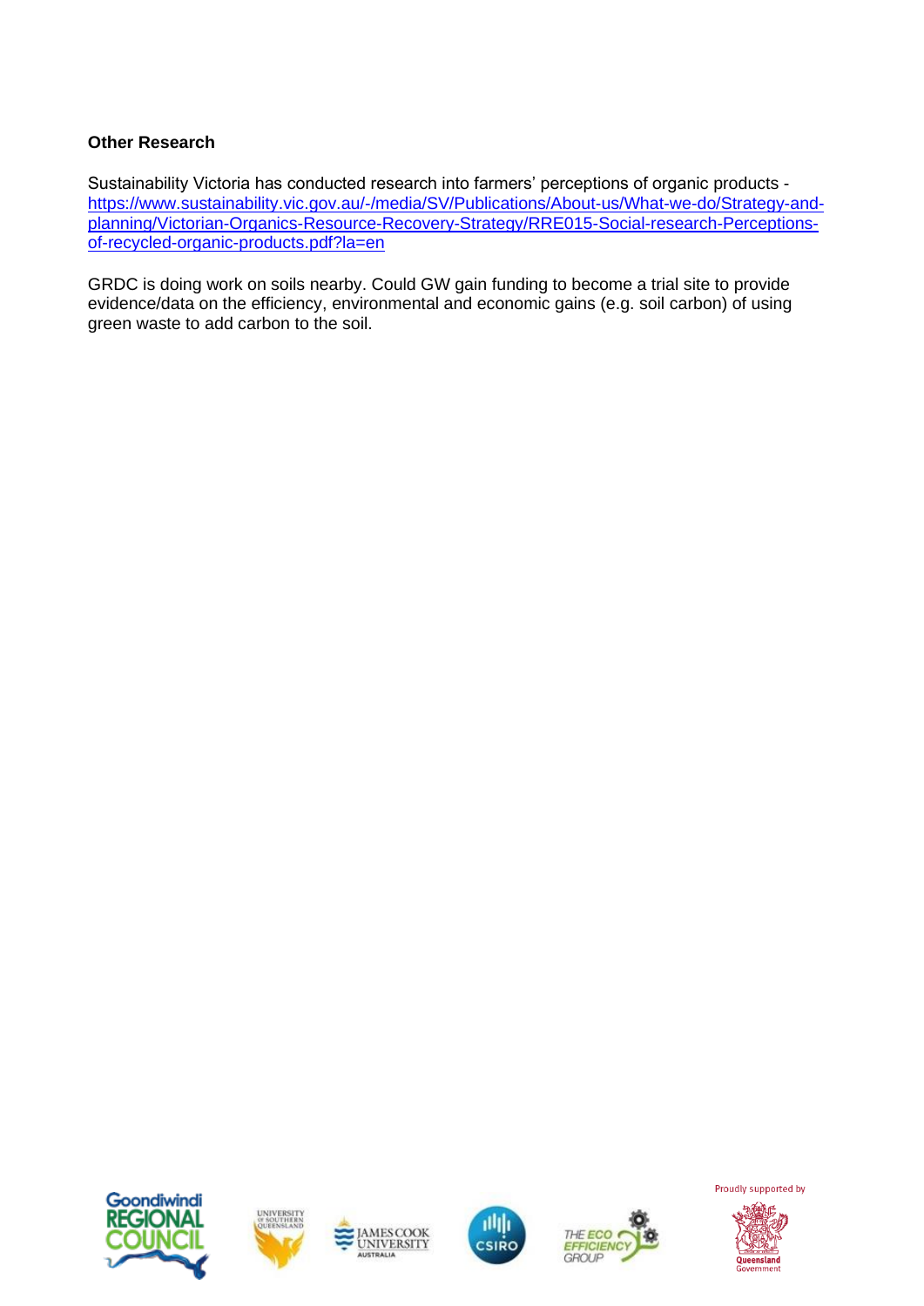**Other Research**

Sustainability Victoria has conducted research into farmers' perceptions of organic products - https://www.sustainability.vic.gov.au/-/media/SV/Publications/About-us/What-we-do/Strategy-and-planning/Victorian-Organics-Resource-Recovery-Strategy/RRE015-Social-research-Perceptions-of-recycled-organic-products.pdf?la=en

GRDC is doing work on soils nearby. Could GW gain funding to become a trial site to provide evidence/data on the efficiency, environmental and economic gains (e.g. soil carbon) of using green waste to add carbon to the soil.